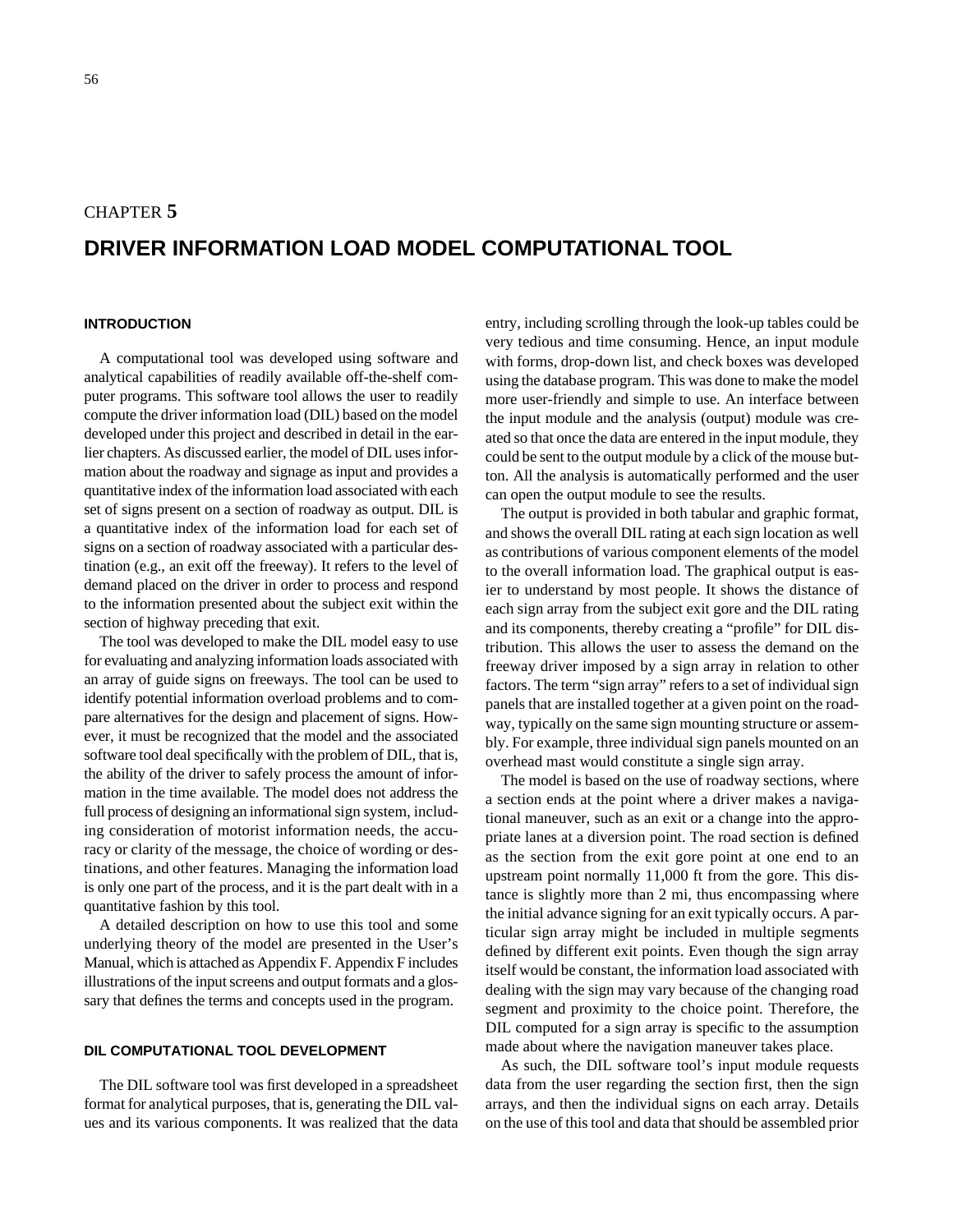# CHAPTER 5

# DRIVER INFORMATION LOAD MODEL COMPUTATIONAL TOOL

## INTRODUCTION

A computational tool was developed using software and analytical capabilities of readily available off-the-shelf computer programs. This software tool allows the user to readily compute the driver information load (DIL) based on the model developed under this project and described in detail in the earlier chapters. As discussed earlier, the model of DIL uses information about the roadway and signage as input and provides a quantitative index of the information load associated with each set of signs present on a section of roadway as output. DIL is a quantitative index of the information load for each set of signs on a section of roadway associated with a particular destination (e.g., an exit off the freeway). It refers to the level of demand placed on the driver in order to process and respond to the information presented about the subject exit within the section of highway preceding that exit.

The tool was developed to make the DIL model easy to use for evaluating and analyzing information loads associated with an array of guide signs on freeways. The tool can be used to identify potential information overload problems and to compare alternatives for the design and placement of signs. However, it must be recognized that the model and the associated software tool deal specifically with the problem of DIL, that is, the ability of the driver to safely process the amount of information in the time available. The model does not address the full process of designing an informational sign system, including consideration of motorist information needs, the accuracy or clarity of the message, the choice of wording or destinations, and other features. Managing the information load is only one part of the process, and it is the part dealt with in a quantitative fashion by this tool.

A detailed description on how to use this tool and some underlying theory of the model are presented in the User's Manual, which is attached as Appendix F. Appendix F includes illustrations of the input screens and output formats and a glossary that defines the terms and concepts used in the program.

## DIL COMPUTATIONAL TOOL DEVELOPMENT

The DIL software tool was first developed in a spreadsheet format for analytical purposes, that is, generating the DIL values and its various components. It was realized that the data entry, including scrolling through the look-up tables could be very tedious and time consuming. Hence, an input module with forms, drop-down list, and check boxes was developed using the database program. This was done to make the model more user-friendly and simple to use. An interface between the input module and the analysis (output) module was created so that once the data are entered in the input module, they could be sent to the output module by a click of the mouse button. All the analysis is automatically performed and the user can open the output module to see the results.

The output is provided in both tabular and graphic format, and shows the overall DIL rating at each sign location as well as contributions of various component elements of the model to the overall information load. The graphical output is easier to understand by most people. It shows the distance of each sign array from the subject exit gore and the DIL rating and its components, thereby creating a "profile" for DIL distribution. This allows the user to assess the demand on the freeway driver imposed by a sign array in relation to other factors. The term "sign array" refers to a set of individual sign panels that are installed together at a given point on the roadway, typically on the same sign mounting structure or assembly. For example, three individual sign panels mounted on an overhead mast would constitute a single sign array.

The model is based on the use of roadway sections, where a section ends at the point where a driver makes a navigational maneuver, such as an exit or a change into the appropriate lanes at a diversion point. The road section is defined as the section from the exit gore point at one end to an upstream point normally 11,000 ft from the gore. This distance is slightly more than 2 mi, thus encompassing where the initial advance signing for an exit typically occurs. A particular sign array might be included in multiple segments defined by different exit points. Even though the sign array itself would be constant, the information load associated with dealing with the sign may vary because of the changing road segment and proximity to the choice point. Therefore, the DIL computed for a sign array is specific to the assumption made about where the navigation maneuver takes place.

As such, the DIL software tool's input module requests data from the user regarding the section first, then the sign arrays, and then the individual signs on each array. Details on the use of this tool and data that should be assembled prior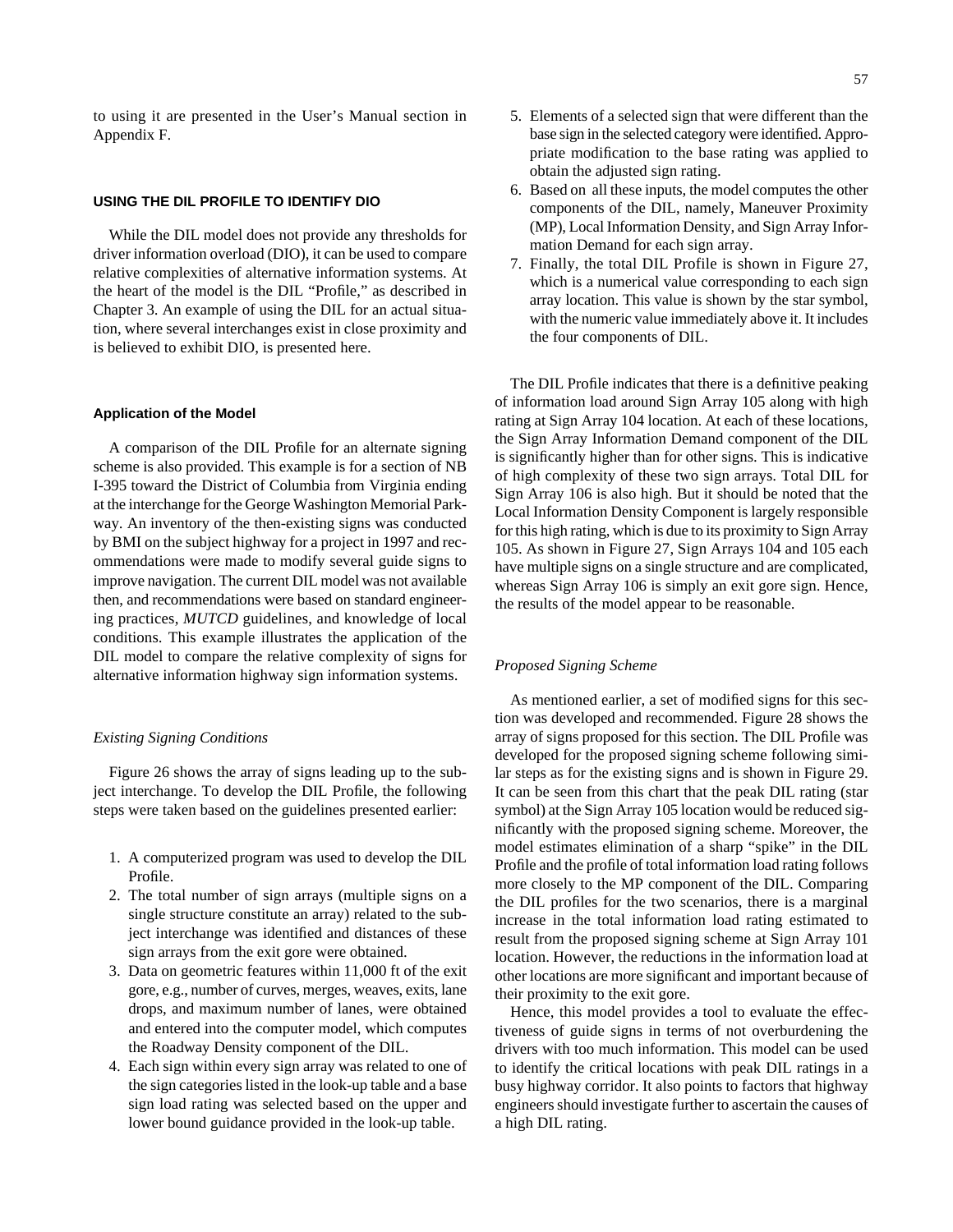to using it are presented in the User's Manual section in Appendix F.

## USING THE DIL PROFILE TO IDENTIFY DIO

While the DIL model does not provide any thresholds for driver information overload (DIO), it can be used to compare relative complexities of alternative information systems. At the heart of the model is the DIL "Profile," as described in Chapter 3. An example of using the DIL for an actual situation, where several interchanges exist in close proximity and is believed to exhibit DIO, is presented here.

### Application of the Model

A comparison of the DIL Profile for an alternate signing scheme is also provided. This example is for a section of NB I-395 toward the District of Columbia from Virginia ending at the interchange for the George Washington Memorial Parkway. An inventory of the then-existing signs was conducted by BMI on the subject highway for a project in 1997 and recommendations were made to modify several guide signs to improve navigation. The current DIL model was not available then, and recommendations were based on standard engineering practices, *MUTCD* guidelines, and knowledge of local conditions. This example illustrates the application of the DIL model to compare the relative complexity of signs for alternative information highway sign information systems.

#### *Existing Signing Conditions*

Figure 26 shows the array of signs leading up to the subject interchange. To develop the DIL Profile, the following steps were taken based on the guidelines presented earlier:

1. A computerized program was used to develop the DIL Profile.
2. The total number of sign arrays (multiple signs on a single structure constitute an array) related to the subject interchange was identified and distances of these sign arrays from the exit gore were obtained.
3. Data on geometric features within 11,000 ft of the exit gore, e.g., number of curves, merges, weaves, exits, lane drops, and maximum number of lanes, were obtained and entered into the computer model, which computes the Roadway Density component of the DIL.
4. Each sign within every sign array was related to one of the sign categories listed in the look-up table and a base sign load rating was selected based on the upper and lower bound guidance provided in the look-up table.
5. Elements of a selected sign that were different than the base sign in the selected category were identified. Appropriate modification to the base rating was applied to obtain the adjusted sign rating.
6. Based on all these inputs, the model computes the other components of the DIL, namely, Maneuver Proximity (MP), Local Information Density, and Sign Array Information Demand for each sign array.
7. Finally, the total DIL Profile is shown in Figure 27, which is a numerical value corresponding to each sign array location. This value is shown by the star symbol, with the numeric value immediately above it. It includes the four components of DIL.

The DIL Profile indicates that there is a definitive peaking of information load around Sign Array 105 along with high rating at Sign Array 104 location. At each of these locations, the Sign Array Information Demand component of the DIL is significantly higher than for other signs. This is indicative of high complexity of these two sign arrays. Total DIL for Sign Array 106 is also high. But it should be noted that the Local Information Density Component is largely responsible for this high rating, which is due to its proximity to Sign Array 105. As shown in Figure 27, Sign Arrays 104 and 105 each have multiple signs on a single structure and are complicated, whereas Sign Array 106 is simply an exit gore sign. Hence, the results of the model appear to be reasonable.

#### *Proposed Signing Scheme*

As mentioned earlier, a set of modified signs for this section was developed and recommended. Figure 28 shows the array of signs proposed for this section. The DIL Profile was developed for the proposed signing scheme following similar steps as for the existing signs and is shown in Figure 29. It can be seen from this chart that the peak DIL rating (star symbol) at the Sign Array 105 location would be reduced significantly with the proposed signing scheme. Moreover, the model estimates elimination of a sharp "spike" in the DIL Profile and the profile of total information load rating follows more closely to the MP component of the DIL. Comparing the DIL profiles for the two scenarios, there is a marginal increase in the total information load rating estimated to result from the proposed signing scheme at Sign Array 101 location. However, the reductions in the information load at other locations are more significant and important because of their proximity to the exit gore.

Hence, this model provides a tool to evaluate the effectiveness of guide signs in terms of not overburdening the drivers with too much information. This model can be used to identify the critical locations with peak DIL ratings in a busy highway corridor. It also points to factors that highway engineers should investigate further to ascertain the causes of a high DIL rating.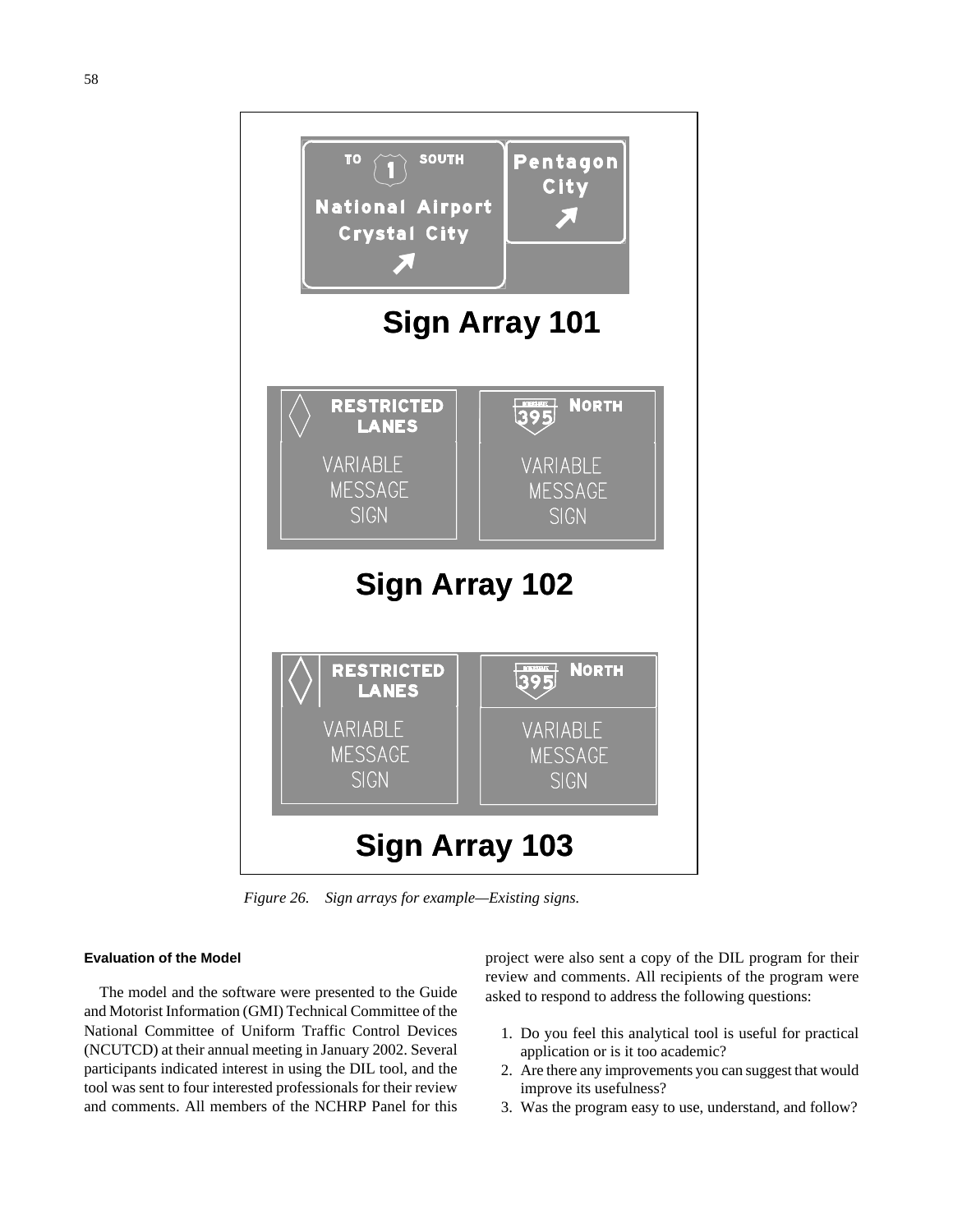Figure 26. Sign arrays for example—Existing signs.

### Evaluation of the Model

The model and the software were presented to the Guide and Motorist Information (GMI) Technical Committee of the National Committee of Uniform Traffic Control Devices (NCUTCD) at their annual meeting in January 2002. Several participants indicated interest in using the DIL tool, and the tool was sent to four interested professionals for their review and comments. All members of the NCHRP Panel for this project were also sent a copy of the DIL program for their review and comments. All recipients of the program were asked to respond to address the following questions:

1. Do you feel this analytical tool is useful for practical application or is it too academic?
2. Are there any improvements you can suggest that would improve its usefulness?
3. Was the program easy to use, understand, and follow?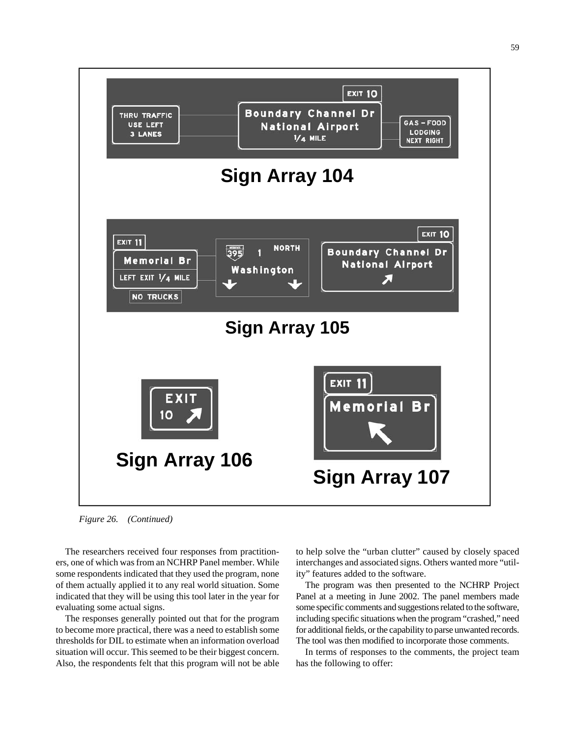Sign Array 104

Sign Array 105

Sign Array 106

Sign Array 107

*Figure 26. (Continued)*

The researchers received four responses from practitioners, one of which was from an NCHRP Panel member. While some respondents indicated that they used the program, none of them actually applied it to any real world situation. Some indicated that they will be using this tool later in the year for evaluating some actual signs.

The responses generally pointed out that for the program to become more practical, there was a need to establish some thresholds for DIL to estimate when an information overload situation will occur. This seemed to be their biggest concern. Also, the respondents felt that this program will not be able to help solve the "urban clutter" caused by closely spaced interchanges and associated signs. Others wanted more "utility" features added to the software.

The program was then presented to the NCHRP Project Panel at a meeting in June 2002. The panel members made some specific comments and suggestions related to the software, including specific situations when the program "crashed," need for additional fields, or the capability to parse unwanted records. The tool was then modified to incorporate those comments.

In terms of responses to the comments, the project team has the following to offer: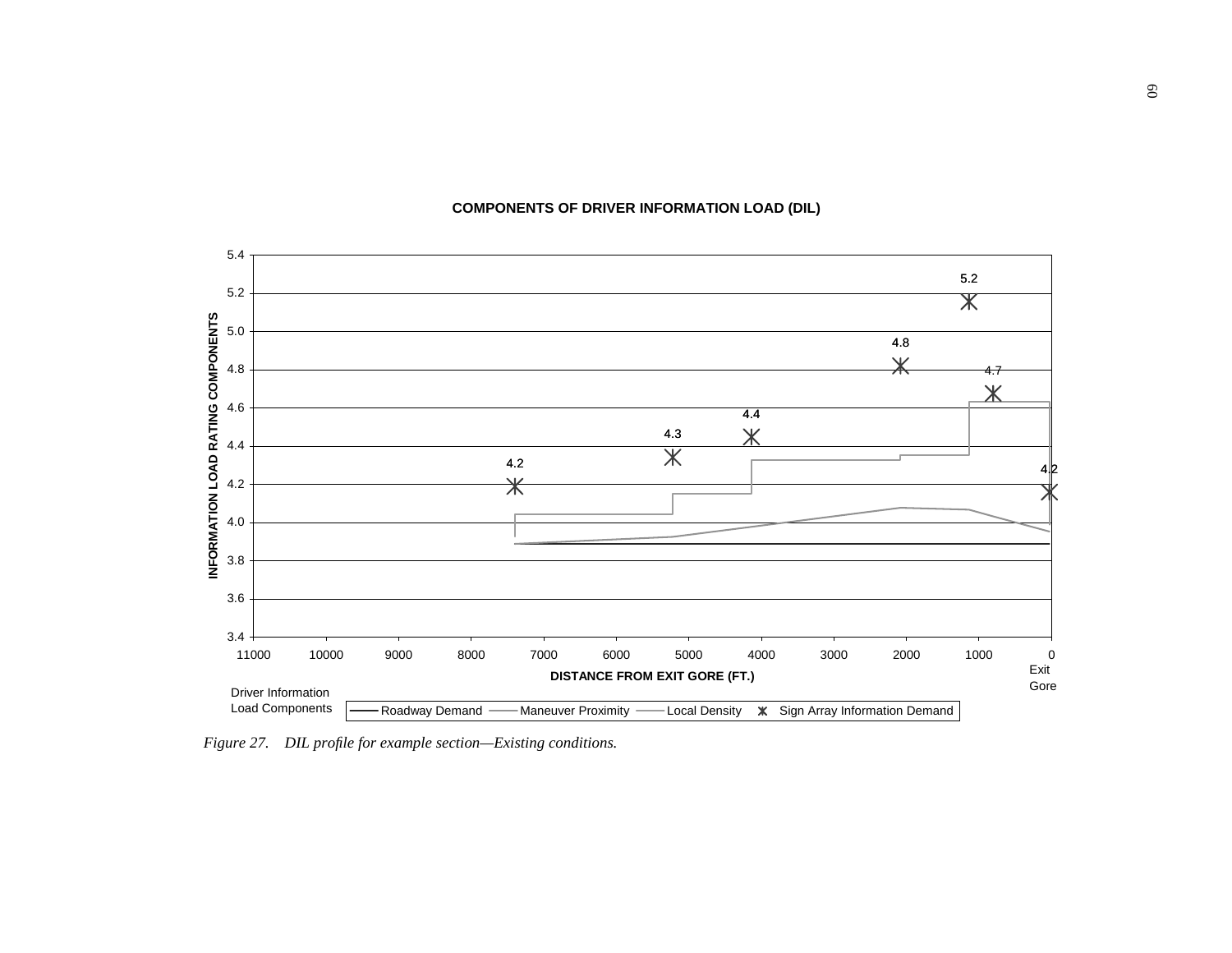**COMPONENTS OF DRIVER INFORMATION LOAD (DIL)**

*Figure 27. DIL profile for example section—Existing conditions.*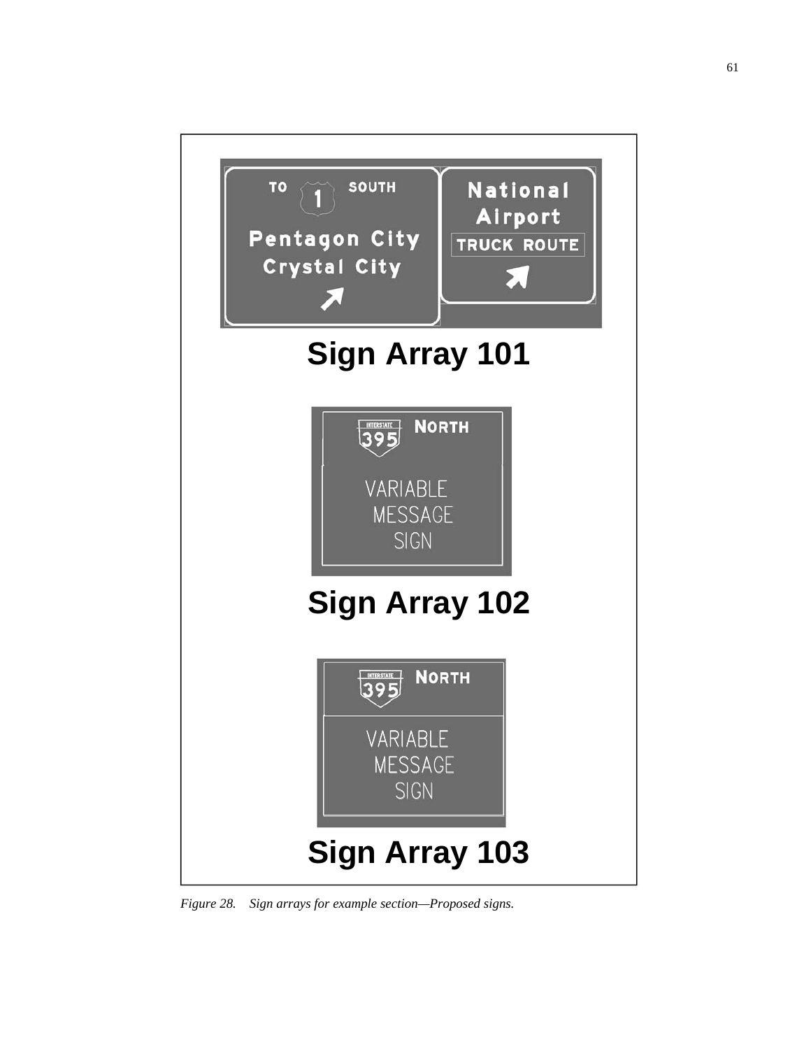TO [1] SOUTH

Pentagon City
Crystal City

National
Airport
TRUCK ROUTE

## Sign Array 101

INTERSTATE 395 NORTH

VARIABLE
MESSAGE
SIGN

## Sign Array 102

INTERSTATE 395 NORTH

VARIABLE
MESSAGE
SIGN

## Sign Array 103

*Figure 28. Sign arrays for example section—Proposed signs.*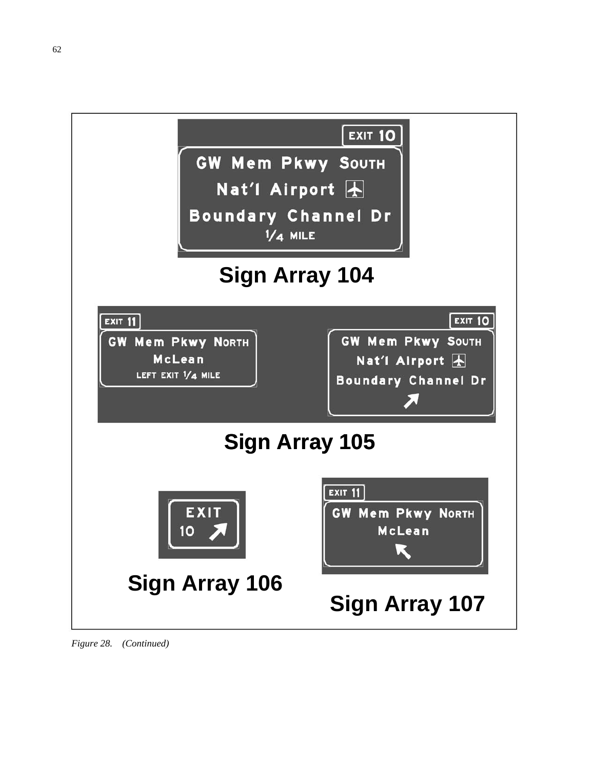EXIT 10

GW Mem Pkwy SOUTH

Nat'l Airport

Boundary Channel Dr

1/4 MILE

**Sign Array 104**

EXIT 11

GW Mem Pkwy NORTH

McLean

LEFT EXIT 1/4 MILE

EXIT 10

GW Mem Pkwy SOUTH

Nat'l Airport

Boundary Channel Dr

**Sign Array 105**

EXIT

10

**Sign Array 106**

EXIT 11

GW Mem Pkwy NORTH

McLean

**Sign Array 107**

*Figure 28. (Continued)*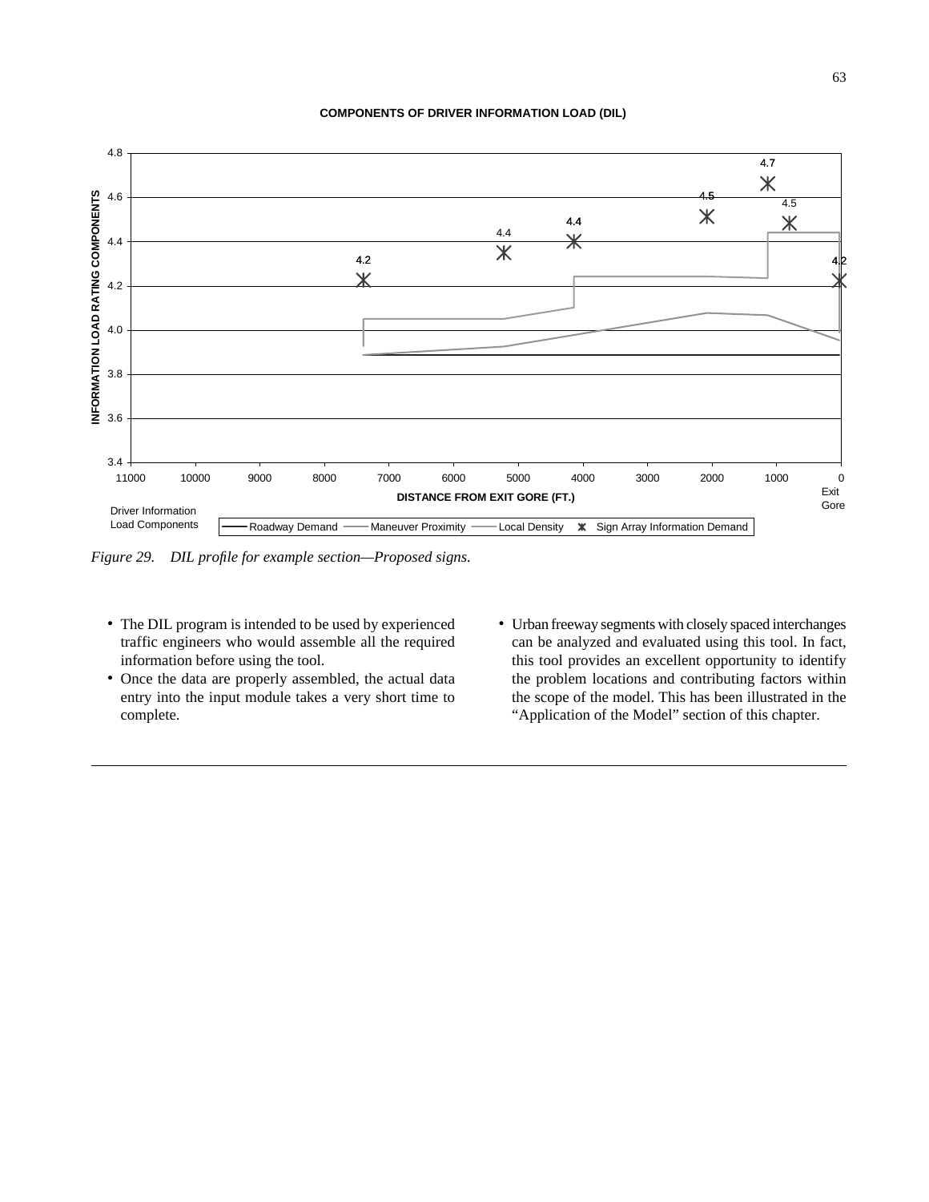**COMPONENTS OF DRIVER INFORMATION LOAD (DIL)**

*Figure 29. DIL profile for example section—Proposed signs.*

- The DIL program is intended to be used by experienced traffic engineers who would assemble all the required information before using the tool.
- Once the data are properly assembled, the actual data entry into the input module takes a very short time to complete.
- Urban freeway segments with closely spaced interchanges can be analyzed and evaluated using this tool. In fact, this tool provides an excellent opportunity to identify the problem locations and contributing factors within the scope of the model. This has been illustrated in the "Application of the Model" section of this chapter.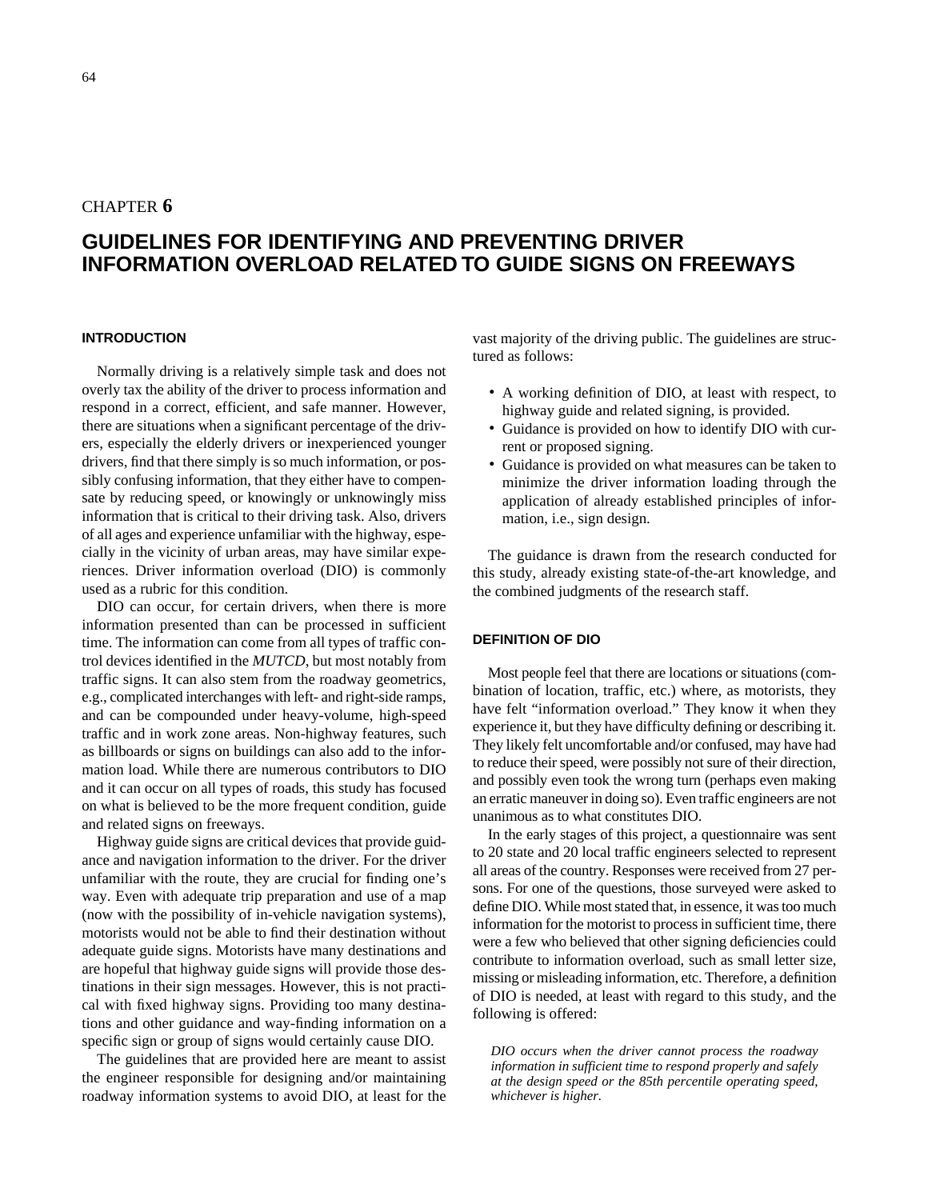CHAPTER **6**

# GUIDELINES FOR IDENTIFYING AND PREVENTING DRIVER INFORMATION OVERLOAD RELATED TO GUIDE SIGNS ON FREEWAYS

## INTRODUCTION

Normally driving is a relatively simple task and does not overly tax the ability of the driver to process information and respond in a correct, efficient, and safe manner. However, there are situations when a significant percentage of the drivers, especially the elderly drivers or inexperienced younger drivers, find that there simply is so much information, or possibly confusing information, that they either have to compensate by reducing speed, or knowingly or unknowingly miss information that is critical to their driving task. Also, drivers of all ages and experience unfamiliar with the highway, especially in the vicinity of urban areas, may have similar experiences. Driver information overload (DIO) is commonly used as a rubric for this condition.

DIO can occur, for certain drivers, when there is more information presented than can be processed in sufficient time. The information can come from all types of traffic control devices identified in the *MUTCD*, but most notably from traffic signs. It can also stem from the roadway geometrics, e.g., complicated interchanges with left- and right-side ramps, and can be compounded under heavy-volume, high-speed traffic and in work zone areas. Non-highway features, such as billboards or signs on buildings can also add to the information load. While there are numerous contributors to DIO and it can occur on all types of roads, this study has focused on what is believed to be the more frequent condition, guide and related signs on freeways.

Highway guide signs are critical devices that provide guidance and navigation information to the driver. For the driver unfamiliar with the route, they are crucial for finding one's way. Even with adequate trip preparation and use of a map (now with the possibility of in-vehicle navigation systems), motorists would not be able to find their destination without adequate guide signs. Motorists have many destinations and are hopeful that highway guide signs will provide those destinations in their sign messages. However, this is not practical with fixed highway signs. Providing too many destinations and other guidance and way-finding information on a specific sign or group of signs would certainly cause DIO.

The guidelines that are provided here are meant to assist the engineer responsible for designing and/or maintaining roadway information systems to avoid DIO, at least for the vast majority of the driving public. The guidelines are structured as follows:

- A working definition of DIO, at least with respect, to highway guide and related signing, is provided.
- Guidance is provided on how to identify DIO with current or proposed signing.
- Guidance is provided on what measures can be taken to minimize the driver information loading through the application of already established principles of information, i.e., sign design.

The guidance is drawn from the research conducted for this study, already existing state-of-the-art knowledge, and the combined judgments of the research staff.

## DEFINITION OF DIO

Most people feel that there are locations or situations (combination of location, traffic, etc.) where, as motorists, they have felt "information overload." They know it when they experience it, but they have difficulty defining or describing it. They likely felt uncomfortable and/or confused, may have had to reduce their speed, were possibly not sure of their direction, and possibly even took the wrong turn (perhaps even making an erratic maneuver in doing so). Even traffic engineers are not unanimous as to what constitutes DIO.

In the early stages of this project, a questionnaire was sent to 20 state and 20 local traffic engineers selected to represent all areas of the country. Responses were received from 27 persons. For one of the questions, those surveyed were asked to define DIO. While most stated that, in essence, it was too much information for the motorist to process in sufficient time, there were a few who believed that other signing deficiencies could contribute to information overload, such as small letter size, missing or misleading information, etc. Therefore, a definition of DIO is needed, at least with regard to this study, and the following is offered:

> *DIO occurs when the driver cannot process the roadway information in sufficient time to respond properly and safely at the design speed or the 85th percentile operating speed, whichever is higher.*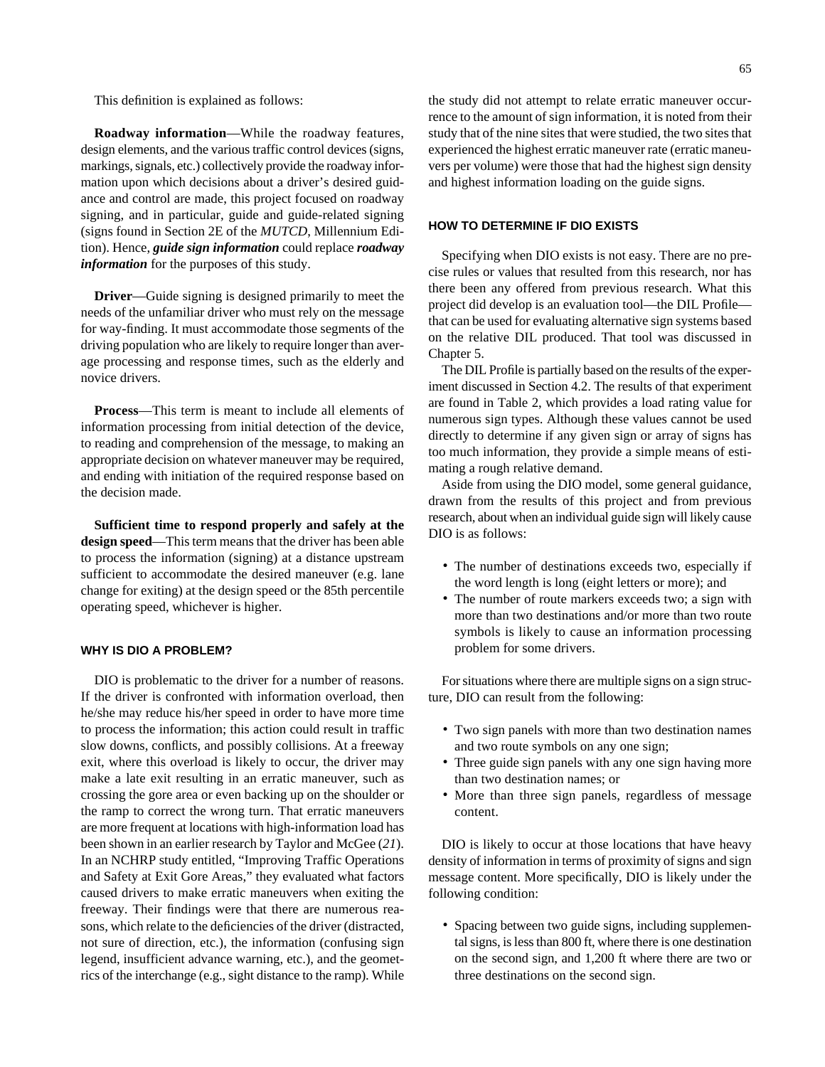This definition is explained as follows:

**Roadway information**—While the roadway features, design elements, and the various traffic control devices (signs, markings, signals, etc.) collectively provide the roadway information upon which decisions about a driver's desired guidance and control are made, this project focused on roadway signing, and in particular, guide and guide-related signing (signs found in Section 2E of the *MUTCD*, Millennium Edition). Hence, ***guide sign information*** could replace ***roadway information*** for the purposes of this study.

**Driver**—Guide signing is designed primarily to meet the needs of the unfamiliar driver who must rely on the message for way-finding. It must accommodate those segments of the driving population who are likely to require longer than average processing and response times, such as the elderly and novice drivers.

**Process**—This term is meant to include all elements of information processing from initial detection of the device, to reading and comprehension of the message, to making an appropriate decision on whatever maneuver may be required, and ending with initiation of the required response based on the decision made.

**Sufficient time to respond properly and safely at the design speed**—This term means that the driver has been able to process the information (signing) at a distance upstream sufficient to accommodate the desired maneuver (e.g. lane change for exiting) at the design speed or the 85th percentile operating speed, whichever is higher.

### WHY IS DIO A PROBLEM?

DIO is problematic to the driver for a number of reasons. If the driver is confronted with information overload, then he/she may reduce his/her speed in order to have more time to process the information; this action could result in traffic slow downs, conflicts, and possibly collisions. At a freeway exit, where this overload is likely to occur, the driver may make a late exit resulting in an erratic maneuver, such as crossing the gore area or even backing up on the shoulder or the ramp to correct the wrong turn. That erratic maneuvers are more frequent at locations with high-information load has been shown in an earlier research by Taylor and McGee (*21*). In an NCHRP study entitled, "Improving Traffic Operations and Safety at Exit Gore Areas," they evaluated what factors caused drivers to make erratic maneuvers when exiting the freeway. Their findings were that there are numerous reasons, which relate to the deficiencies of the driver (distracted, not sure of direction, etc.), the information (confusing sign legend, insufficient advance warning, etc.), and the geometrics of the interchange (e.g., sight distance to the ramp). While the study did not attempt to relate erratic maneuver occurrence to the amount of sign information, it is noted from their study that of the nine sites that were studied, the two sites that experienced the highest erratic maneuver rate (erratic maneuvers per volume) were those that had the highest sign density and highest information loading on the guide signs.

### HOW TO DETERMINE IF DIO EXISTS

Specifying when DIO exists is not easy. There are no precise rules or values that resulted from this research, nor has there been any offered from previous research. What this project did develop is an evaluation tool—the DIL Profile—that can be used for evaluating alternative sign systems based on the relative DIL produced. That tool was discussed in Chapter 5.

The DIL Profile is partially based on the results of the experiment discussed in Section 4.2. The results of that experiment are found in Table 2, which provides a load rating value for numerous sign types. Although these values cannot be used directly to determine if any given sign or array of signs has too much information, they provide a simple means of estimating a rough relative demand.

Aside from using the DIO model, some general guidance, drawn from the results of this project and from previous research, about when an individual guide sign will likely cause DIO is as follows:

- The number of destinations exceeds two, especially if the word length is long (eight letters or more); and
- The number of route markers exceeds two; a sign with more than two destinations and/or more than two route symbols is likely to cause an information processing problem for some drivers.

For situations where there are multiple signs on a sign structure, DIO can result from the following:

- Two sign panels with more than two destination names and two route symbols on any one sign;
- Three guide sign panels with any one sign having more than two destination names; or
- More than three sign panels, regardless of message content.

DIO is likely to occur at those locations that have heavy density of information in terms of proximity of signs and sign message content. More specifically, DIO is likely under the following condition:

- Spacing between two guide signs, including supplemental signs, is less than 800 ft, where there is one destination on the second sign, and 1,200 ft where there are two or three destinations on the second sign.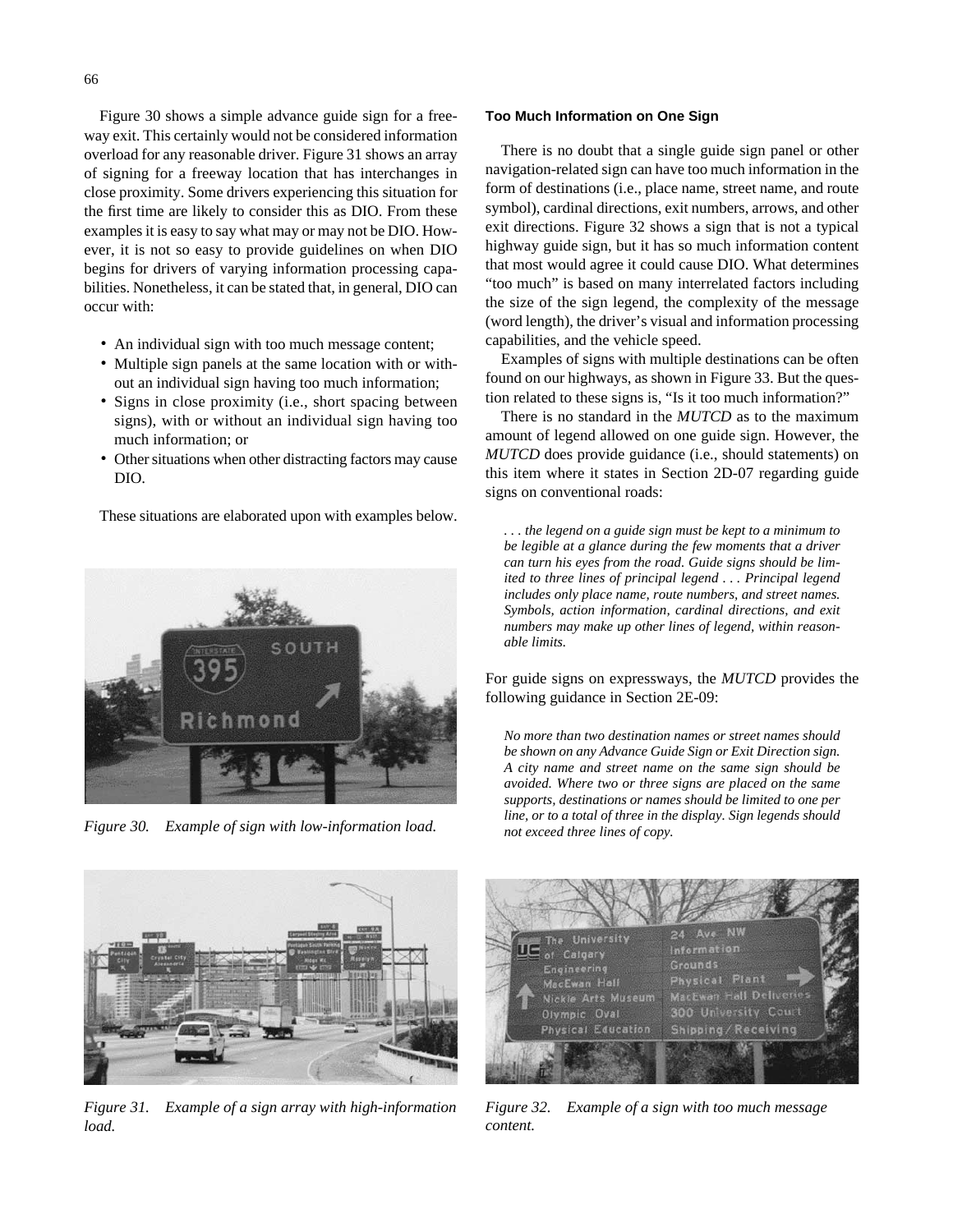Figure 30 shows a simple advance guide sign for a freeway exit. This certainly would not be considered information overload for any reasonable driver. Figure 31 shows an array of signing for a freeway location that has interchanges in close proximity. Some drivers experiencing this situation for the first time are likely to consider this as DIO. From these examples it is easy to say what may or may not be DIO. However, it is not so easy to provide guidelines on when DIO begins for drivers of varying information processing capabilities. Nonetheless, it can be stated that, in general, DIO can occur with:

- An individual sign with too much message content;
- Multiple sign panels at the same location with or without an individual sign having too much information;
- Signs in close proximity (i.e., short spacing between signs), with or without an individual sign having too much information; or
- Other situations when other distracting factors may cause DIO.

These situations are elaborated upon with examples below.

*Figure 30. Example of sign with low-information load.*

*Figure 31. Example of a sign array with high-information load.*

### Too Much Information on One Sign

There is no doubt that a single guide sign panel or other navigation-related sign can have too much information in the form of destinations (i.e., place name, street name, and route symbol), cardinal directions, exit numbers, arrows, and other exit directions. Figure 32 shows a sign that is not a typical highway guide sign, but it has so much information content that most would agree it could cause DIO. What determines "too much" is based on many interrelated factors including the size of the sign legend, the complexity of the message (word length), the driver's visual and information processing capabilities, and the vehicle speed.

Examples of signs with multiple destinations can be often found on our highways, as shown in Figure 33. But the question related to these signs is, "Is it too much information?"

There is no standard in the *MUTCD* as to the maximum amount of legend allowed on one guide sign. However, the *MUTCD* does provide guidance (i.e., should statements) on this item where it states in Section 2D-07 regarding guide signs on conventional roads:

> *. . . the legend on a guide sign must be kept to a minimum to be legible at a glance during the few moments that a driver can turn his eyes from the road. Guide signs should be limited to three lines of principal legend . . . Principal legend includes only place name, route numbers, and street names. Symbols, action information, cardinal directions, and exit numbers may make up other lines of legend, within reasonable limits.*

For guide signs on expressways, the *MUTCD* provides the following guidance in Section 2E-09:

> *No more than two destination names or street names should be shown on any Advance Guide Sign or Exit Direction sign. A city name and street name on the same sign should be avoided. Where two or three signs are placed on the same supports, destinations or names should be limited to one per line, or to a total of three in the display. Sign legends should not exceed three lines of copy.*

*Figure 32. Example of a sign with too much message content.*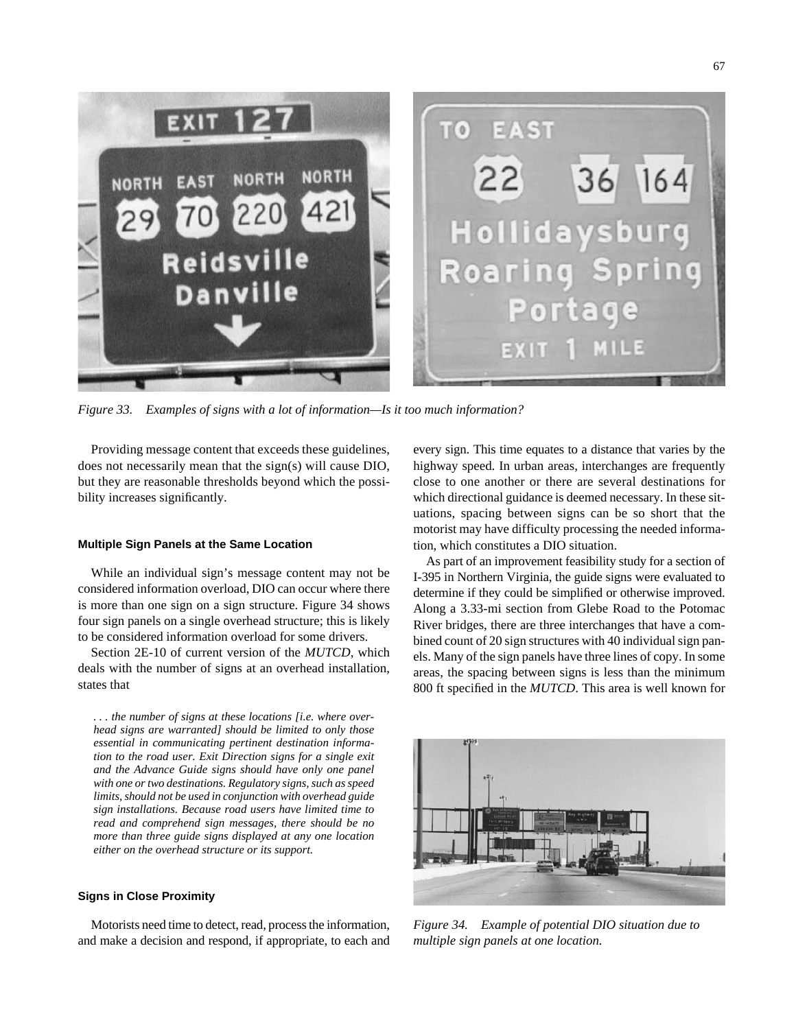*Figure 33. Examples of signs with a lot of information—Is it too much information?*

Providing message content that exceeds these guidelines, does not necessarily mean that the sign(s) will cause DIO, but they are reasonable thresholds beyond which the possibility increases significantly.

### Multiple Sign Panels at the Same Location

While an individual sign's message content may not be considered information overload, DIO can occur where there is more than one sign on a sign structure. Figure 34 shows four sign panels on a single overhead structure; this is likely to be considered information overload for some drivers.

Section 2E-10 of current version of the *MUTCD*, which deals with the number of signs at an overhead installation, states that

> *. . . the number of signs at these locations [i.e. where overhead signs are warranted] should be limited to only those essential in communicating pertinent destination information to the road user. Exit Direction signs for a single exit and the Advance Guide signs should have only one panel with one or two destinations. Regulatory signs, such as speed limits, should not be used in conjunction with overhead guide sign installations. Because road users have limited time to read and comprehend sign messages, there should be no more than three guide signs displayed at any one location either on the overhead structure or its support.*

### Signs in Close Proximity

Motorists need time to detect, read, process the information, and make a decision and respond, if appropriate, to each and every sign. This time equates to a distance that varies by the highway speed. In urban areas, interchanges are frequently close to one another or there are several destinations for which directional guidance is deemed necessary. In these situations, spacing between signs can be so short that the motorist may have difficulty processing the needed information, which constitutes a DIO situation.

As part of an improvement feasibility study for a section of I-395 in Northern Virginia, the guide signs were evaluated to determine if they could be simplified or otherwise improved. Along a 3.33-mi section from Glebe Road to the Potomac River bridges, there are three interchanges that have a combined count of 20 sign structures with 40 individual sign panels. Many of the sign panels have three lines of copy. In some areas, the spacing between signs is less than the minimum 800 ft specified in the *MUTCD*. This area is well known for

*Figure 34. Example of potential DIO situation due to multiple sign panels at one location.*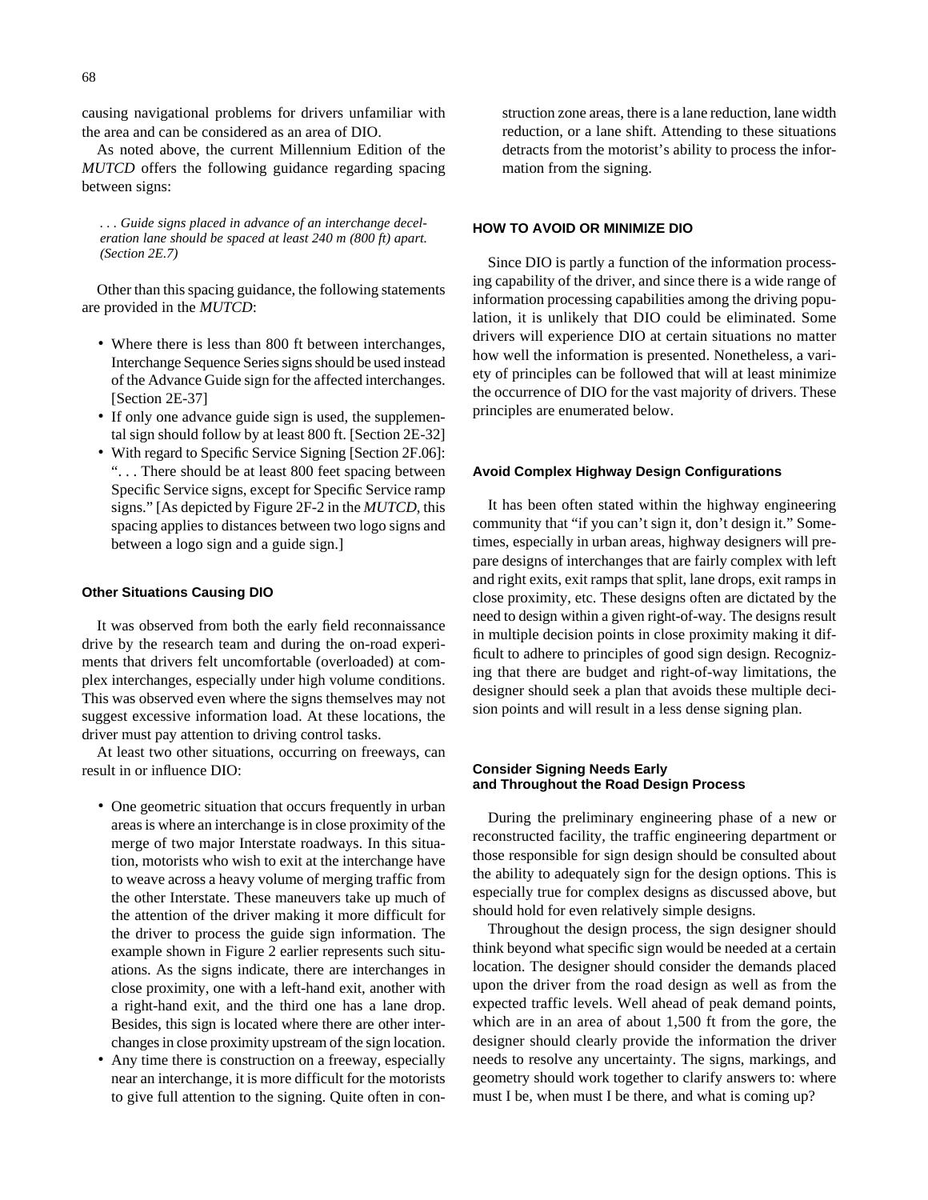causing navigational problems for drivers unfamiliar with the area and can be considered as an area of DIO.

As noted above, the current Millennium Edition of the *MUTCD* offers the following guidance regarding spacing between signs:

> *. . . Guide signs placed in advance of an interchange deceleration lane should be spaced at least 240 m (800 ft) apart. (Section 2E.7)*

Other than this spacing guidance, the following statements are provided in the *MUTCD*:

- Where there is less than 800 ft between interchanges, Interchange Sequence Series signs should be used instead of the Advance Guide sign for the affected interchanges. [Section 2E-37]
- If only one advance guide sign is used, the supplemental sign should follow by at least 800 ft. [Section 2E-32]
- With regard to Specific Service Signing [Section 2F.06]: ". . . There should be at least 800 feet spacing between Specific Service signs, except for Specific Service ramp signs." [As depicted by Figure 2F-2 in the *MUTCD*, this spacing applies to distances between two logo signs and between a logo sign and a guide sign.]

### Other Situations Causing DIO

It was observed from both the early field reconnaissance drive by the research team and during the on-road experiments that drivers felt uncomfortable (overloaded) at complex interchanges, especially under high volume conditions. This was observed even where the signs themselves may not suggest excessive information load. At these locations, the driver must pay attention to driving control tasks.

At least two other situations, occurring on freeways, can result in or influence DIO:

- One geometric situation that occurs frequently in urban areas is where an interchange is in close proximity of the merge of two major Interstate roadways. In this situation, motorists who wish to exit at the interchange have to weave across a heavy volume of merging traffic from the other Interstate. These maneuvers take up much of the attention of the driver making it more difficult for the driver to process the guide sign information. The example shown in Figure 2 earlier represents such situations. As the signs indicate, there are interchanges in close proximity, one with a left-hand exit, another with a right-hand exit, and the third one has a lane drop. Besides, this sign is located where there are other interchanges in close proximity upstream of the sign location.
- Any time there is construction on a freeway, especially near an interchange, it is more difficult for the motorists to give full attention to the signing. Quite often in construction zone areas, there is a lane reduction, lane width reduction, or a lane shift. Attending to these situations detracts from the motorist's ability to process the information from the signing.

## HOW TO AVOID OR MINIMIZE DIO

Since DIO is partly a function of the information processing capability of the driver, and since there is a wide range of information processing capabilities among the driving population, it is unlikely that DIO could be eliminated. Some drivers will experience DIO at certain situations no matter how well the information is presented. Nonetheless, a variety of principles can be followed that will at least minimize the occurrence of DIO for the vast majority of drivers. These principles are enumerated below.

### Avoid Complex Highway Design Configurations

It has been often stated within the highway engineering community that "if you can't sign it, don't design it." Sometimes, especially in urban areas, highway designers will prepare designs of interchanges that are fairly complex with left and right exits, exit ramps that split, lane drops, exit ramps in close proximity, etc. These designs often are dictated by the need to design within a given right-of-way. The designs result in multiple decision points in close proximity making it difficult to adhere to principles of good sign design. Recognizing that there are budget and right-of-way limitations, the designer should seek a plan that avoids these multiple decision points and will result in a less dense signing plan.

### Consider Signing Needs Early and Throughout the Road Design Process

During the preliminary engineering phase of a new or reconstructed facility, the traffic engineering department or those responsible for sign design should be consulted about the ability to adequately sign for the design options. This is especially true for complex designs as discussed above, but should hold for even relatively simple designs.

Throughout the design process, the sign designer should think beyond what specific sign would be needed at a certain location. The designer should consider the demands placed upon the driver from the road design as well as from the expected traffic levels. Well ahead of peak demand points, which are in an area of about 1,500 ft from the gore, the designer should clearly provide the information the driver needs to resolve any uncertainty. The signs, markings, and geometry should work together to clarify answers to: where must I be, when must I be there, and what is coming up?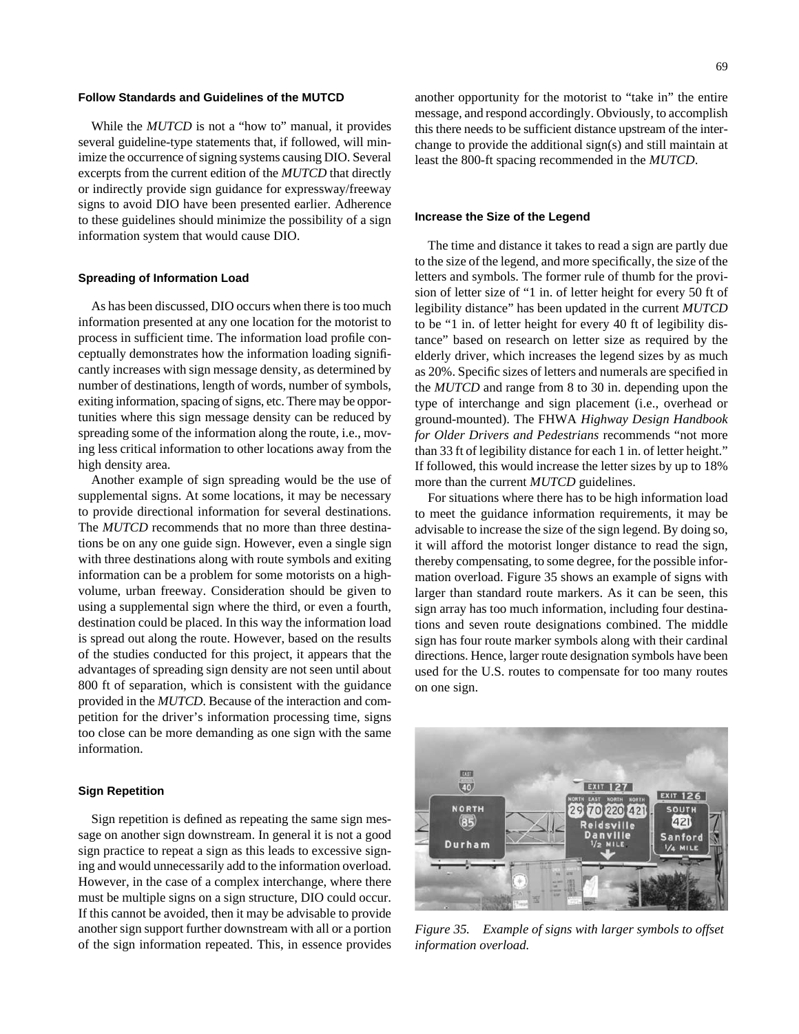### Follow Standards and Guidelines of the MUTCD

While the *MUTCD* is not a "how to" manual, it provides several guideline-type statements that, if followed, will minimize the occurrence of signing systems causing DIO. Several excerpts from the current edition of the *MUTCD* that directly or indirectly provide sign guidance for expressway/freeway signs to avoid DIO have been presented earlier. Adherence to these guidelines should minimize the possibility of a sign information system that would cause DIO.

### Spreading of Information Load

As has been discussed, DIO occurs when there is too much information presented at any one location for the motorist to process in sufficient time. The information load profile conceptually demonstrates how the information loading significantly increases with sign message density, as determined by number of destinations, length of words, number of symbols, exiting information, spacing of signs, etc. There may be opportunities where this sign message density can be reduced by spreading some of the information along the route, i.e., moving less critical information to other locations away from the high density area.

Another example of sign spreading would be the use of supplemental signs. At some locations, it may be necessary to provide directional information for several destinations. The *MUTCD* recommends that no more than three destinations be on any one guide sign. However, even a single sign with three destinations along with route symbols and exiting information can be a problem for some motorists on a high-volume, urban freeway. Consideration should be given to using a supplemental sign where the third, or even a fourth, destination could be placed. In this way the information load is spread out along the route. However, based on the results of the studies conducted for this project, it appears that the advantages of spreading sign density are not seen until about 800 ft of separation, which is consistent with the guidance provided in the *MUTCD*. Because of the interaction and competition for the driver's information processing time, signs too close can be more demanding as one sign with the same information.

### Sign Repetition

Sign repetition is defined as repeating the same sign message on another sign downstream. In general it is not a good sign practice to repeat a sign as this leads to excessive signing and would unnecessarily add to the information overload. However, in the case of a complex interchange, where there must be multiple signs on a sign structure, DIO could occur. If this cannot be avoided, then it may be advisable to provide another sign support further downstream with all or a portion of the sign information repeated. This, in essence provides another opportunity for the motorist to "take in" the entire message, and respond accordingly. Obviously, to accomplish this there needs to be sufficient distance upstream of the interchange to provide the additional sign(s) and still maintain at least the 800-ft spacing recommended in the *MUTCD*.

### Increase the Size of the Legend

The time and distance it takes to read a sign are partly due to the size of the legend, and more specifically, the size of the letters and symbols. The former rule of thumb for the provision of letter size of "1 in. of letter height for every 50 ft of legibility distance" has been updated in the current *MUTCD* to be "1 in. of letter height for every 40 ft of legibility distance" based on research on letter size as required by the elderly driver, which increases the legend sizes by as much as 20%. Specific sizes of letters and numerals are specified in the *MUTCD* and range from 8 to 30 in. depending upon the type of interchange and sign placement (i.e., overhead or ground-mounted). The FHWA *Highway Design Handbook for Older Drivers and Pedestrians* recommends "not more than 33 ft of legibility distance for each 1 in. of letter height." If followed, this would increase the letter sizes by up to 18% more than the current *MUTCD* guidelines.

For situations where there has to be high information load to meet the guidance information requirements, it may be advisable to increase the size of the sign legend. By doing so, it will afford the motorist longer distance to read the sign, thereby compensating, to some degree, for the possible information overload. Figure 35 shows an example of signs with larger than standard route markers. As it can be seen, this sign array has too much information, including four destinations and seven route designations combined. The middle sign has four route marker symbols along with their cardinal directions. Hence, larger route designation symbols have been used for the U.S. routes to compensate for too many routes on one sign.

*Figure 35. Example of signs with larger symbols to offset information overload.*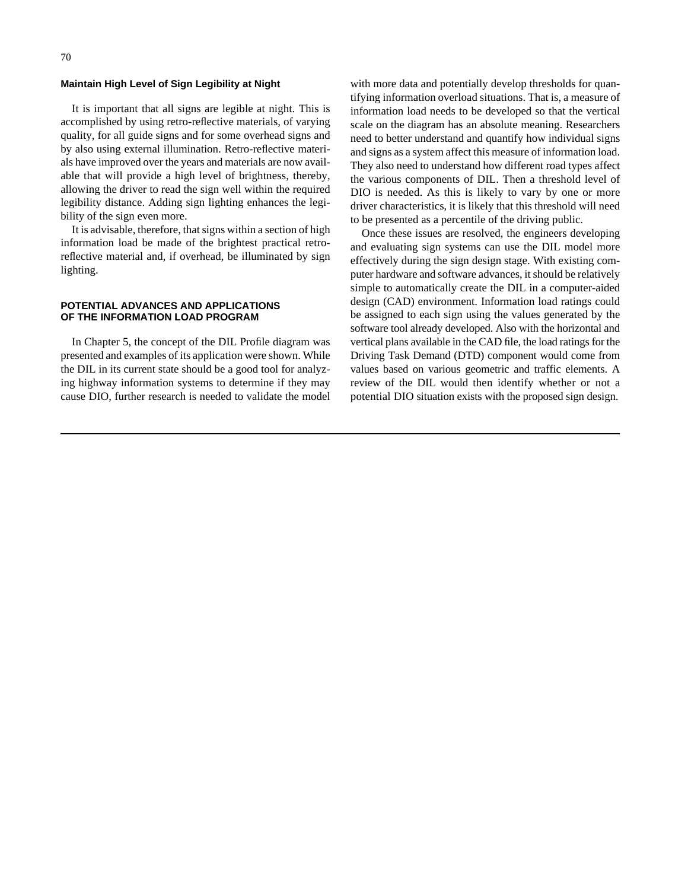### Maintain High Level of Sign Legibility at Night

It is important that all signs are legible at night. This is accomplished by using retro-reflective materials, of varying quality, for all guide signs and for some overhead signs and by also using external illumination. Retro-reflective materials have improved over the years and materials are now available that will provide a high level of brightness, thereby, allowing the driver to read the sign well within the required legibility distance. Adding sign lighting enhances the legibility of the sign even more.

It is advisable, therefore, that signs within a section of high information load be made of the brightest practical retro-reflective material and, if overhead, be illuminated by sign lighting.

## POTENTIAL ADVANCES AND APPLICATIONS OF THE INFORMATION LOAD PROGRAM

In Chapter 5, the concept of the DIL Profile diagram was presented and examples of its application were shown. While the DIL in its current state should be a good tool for analyzing highway information systems to determine if they may cause DIO, further research is needed to validate the model with more data and potentially develop thresholds for quantifying information overload situations. That is, a measure of information load needs to be developed so that the vertical scale on the diagram has an absolute meaning. Researchers need to better understand and quantify how individual signs and signs as a system affect this measure of information load. They also need to understand how different road types affect the various components of DIL. Then a threshold level of DIO is needed. As this is likely to vary by one or more driver characteristics, it is likely that this threshold will need to be presented as a percentile of the driving public.

Once these issues are resolved, the engineers developing and evaluating sign systems can use the DIL model more effectively during the sign design stage. With existing computer hardware and software advances, it should be relatively simple to automatically create the DIL in a computer-aided design (CAD) environment. Information load ratings could be assigned to each sign using the values generated by the software tool already developed. Also with the horizontal and vertical plans available in the CAD file, the load ratings for the Driving Task Demand (DTD) component would come from values based on various geometric and traffic elements. A review of the DIL would then identify whether or not a potential DIO situation exists with the proposed sign design.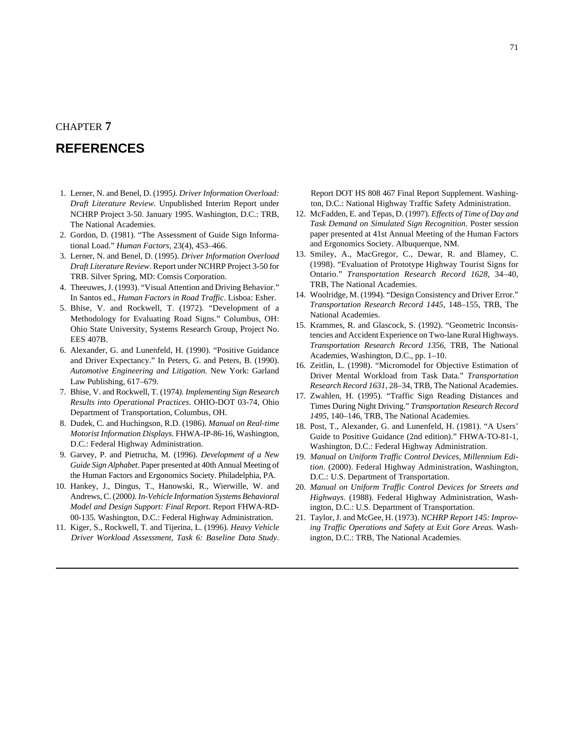CHAPTER **7**

# REFERENCES

1. Lerner, N. and Benel, D. (1995*). Driver Information Overload: Draft Literature Review*. Unpublished Interim Report under NCHRP Project 3-50. January 1995. Washington, D.C.: TRB, The National Academies.
2. Gordon, D. (1981). "The Assessment of Guide Sign Informational Load." *Human Factors*, 23(4), 453–466.
3. Lerner, N. and Benel, D. (1995). *Driver Information Overload Draft Literature Review*. Report under NCHRP Project 3-50 for TRB. Silver Spring, MD: Comsis Corporation.
4. Theeuwes, J. (1993). "Visual Attention and Driving Behavior." In Santos ed., *Human Factors in Road Traffic*. Lisboa: Esher.
5. Bhise, V. and Rockwell, T. (1972). "Development of a Methodology for Evaluating Road Signs." Columbus, OH: Ohio State University, Systems Research Group, Project No. EES 407B.
6. Alexander, G. and Lunenfeld, H. (1990). "Positive Guidance and Driver Expectancy." In Peters, G. and Peters, B. (1990). *Automotive Engineering and Litigation.* New York: Garland Law Publishing, 617–679.
7. Bhise, V. and Rockwell, T. (1974*). Implementing Sign Research Results into Operational Practices*. OHIO-DOT 03-74, Ohio Department of Transportation, Columbus, OH.
8. Dudek, C. and Huchingson, R.D. (1986). *Manual on Real-time Motorist Information Displays*. FHWA-IP-86-16, Washington, D.C.: Federal Highway Administration.
9. Garvey, P. and Pietrucha, M. (1996). *Development of a New Guide Sign Alphabet*. Paper presented at 40th Annual Meeting of the Human Factors and Ergonomics Society. Philadelphia, PA.
10. Hankey, J., Dingus, T., Hanowski, R., Wierwille, W. and Andrews, C. (2000*). In-Vehicle Information Systems Behavioral Model and Design Support: Final Report*. Report FHWA-RD-00-135. Washington, D.C.: Federal Highway Administration.
11. Kiger, S., Rockwell, T. and Tijerina, L. (1996). *Heavy Vehicle Driver Workload Assessment, Task 6: Baseline Data Study*. Report DOT HS 808 467 Final Report Supplement. Washington, D.C.: National Highway Traffic Safety Administration.
12. McFadden, E. and Tepas, D. (1997). *Effects of Time of Day and Task Demand on Simulated Sign Recognition*. Poster session paper presented at 41st Annual Meeting of the Human Factors and Ergonomics Society. Albuquerque, NM.
13. Smiley, A., MacGregor, C., Dewar, R. and Blamey, C. (1998). "Evaluation of Prototype Highway Tourist Signs for Ontario." *Transportation Research Record 1628*, 34–40, TRB, The National Academies.
14. Woolridge, M. (1994). "Design Consistency and Driver Error." *Transportation Research Record 1445*, 148–155, TRB, The National Academies.
15. Krammes, R. and Glascock, S. (1992). "Geometric Inconsistencies and Accident Experience on Two-lane Rural Highways. *Transportation Research Record 1356*, TRB, The National Academies, Washington, D.C., pp. 1–10.
16. Zeitlin, L. (1998). "Micromodel for Objective Estimation of Driver Mental Workload from Task Data." *Transportation Research Record 1631*, 28–34, TRB, The National Academies.
17. Zwahlen, H. (1995). "Traffic Sign Reading Distances and Times During Night Driving." *Transportation Research Record 1495*, 140–146, TRB, The National Academies.
18. Post, T., Alexander, G. and Lunenfeld, H. (1981). "A Users' Guide to Positive Guidance (2nd edition)." FHWA-TO-81-1, Washington, D.C.: Federal Highway Administration.
19. *Manual on Uniform Traffic Control Devices, Millennium Edition*. (2000). Federal Highway Administration, Washington, D.C.: U.S. Department of Transportation.
20. *Manual on Uniform Traffic Control Devices for Streets and Highways*. (1988). Federal Highway Administration, Washington, D.C.: U.S. Department of Transportation.
21. Taylor, J. and McGee, H. (1973). *NCHRP Report 145: Improving Traffic Operations and Safety at Exit Gore Areas.* Washington, D.C.: TRB, The National Academies.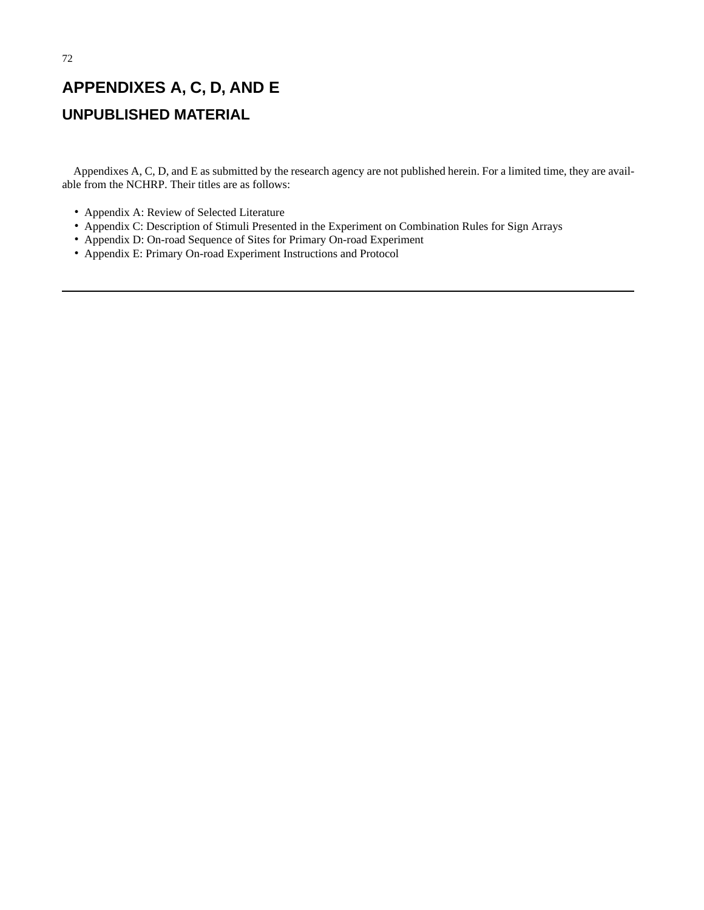# APPENDIXES A, C, D, AND E

## UNPUBLISHED MATERIAL

Appendixes A, C, D, and E as submitted by the research agency are not published herein. For a limited time, they are available from the NCHRP. Their titles are as follows:

- Appendix A: Review of Selected Literature
- Appendix C: Description of Stimuli Presented in the Experiment on Combination Rules for Sign Arrays
- Appendix D: On-road Sequence of Sites for Primary On-road Experiment
- Appendix E: Primary On-road Experiment Instructions and Protocol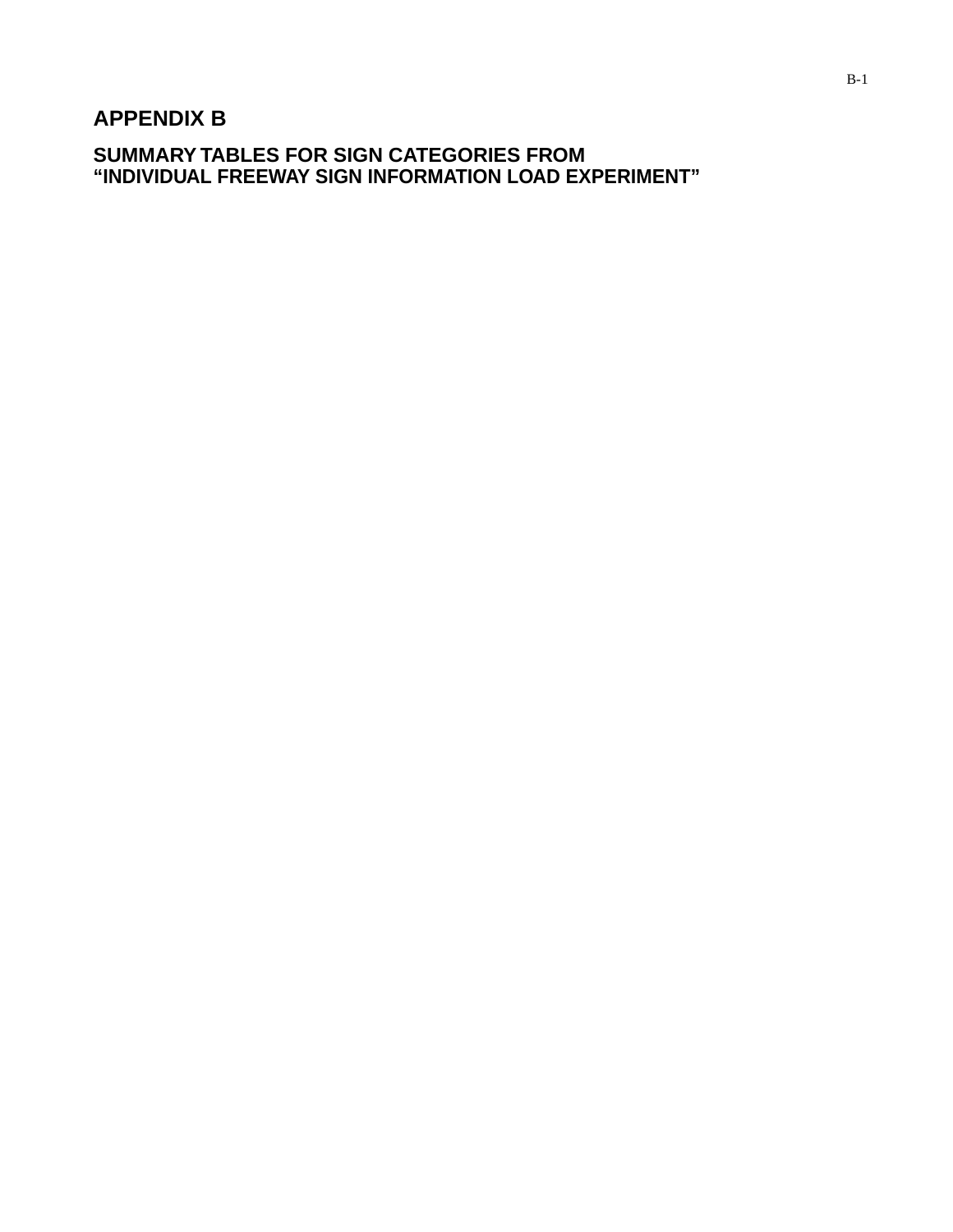# APPENDIX B

## SUMMARY TABLES FOR SIGN CATEGORIES FROM "INDIVIDUAL FREEWAY SIGN INFORMATION LOAD EXPERIMENT"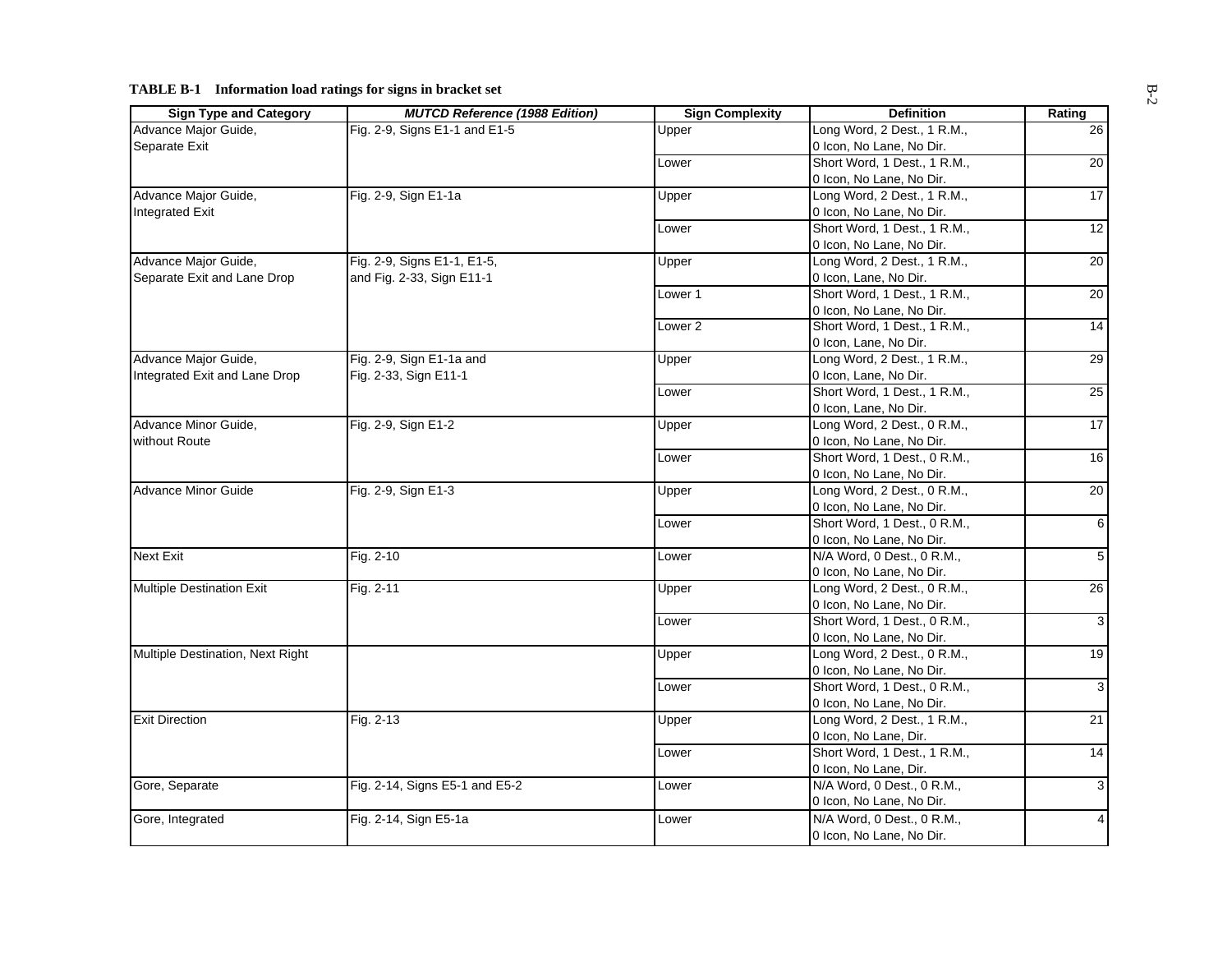**TABLE B-1 Information load ratings for signs in bracket set**

| Sign Type and Category | *MUTCD Reference (1988 Edition)* | Sign Complexity | Definition | Rating |
|---|---|---|---|---|
| Advance Major Guide, Separate Exit | Fig. 2-9, Signs E1-1 and E1-5 | Upper | Long Word, 2 Dest., 1 R.M., 0 Icon, No Lane, No Dir. | 26 |
| | | Lower | Short Word, 1 Dest., 1 R.M., 0 Icon, No Lane, No Dir. | 20 |
| Advance Major Guide, Integrated Exit | Fig. 2-9, Sign E1-1a | Upper | Long Word, 2 Dest., 1 R.M., 0 Icon, No Lane, No Dir. | 17 |
| | | Lower | Short Word, 1 Dest., 1 R.M., 0 Icon, No Lane, No Dir. | 12 |
| Advance Major Guide, Separate Exit and Lane Drop | Fig. 2-9, Signs E1-1, E1-5, and Fig. 2-33, Sign E11-1 | Upper | Long Word, 2 Dest., 1 R.M., 0 Icon, Lane, No Dir. | 20 |
| | | Lower 1 | Short Word, 1 Dest., 1 R.M., 0 Icon, No Lane, No Dir. | 20 |
| | | Lower 2 | Short Word, 1 Dest., 1 R.M., 0 Icon, Lane, No Dir. | 14 |
| Advance Major Guide, Integrated Exit and Lane Drop | Fig. 2-9, Sign E1-1a and Fig. 2-33, Sign E11-1 | Upper | Long Word, 2 Dest., 1 R.M., 0 Icon, Lane, No Dir. | 29 |
| | | Lower | Short Word, 1 Dest., 1 R.M., 0 Icon, Lane, No Dir. | 25 |
| Advance Minor Guide, without Route | Fig. 2-9, Sign E1-2 | Upper | Long Word, 2 Dest., 0 R.M., 0 Icon, No Lane, No Dir. | 17 |
| | | Lower | Short Word, 1 Dest., 0 R.M., 0 Icon, No Lane, No Dir. | 16 |
| Advance Minor Guide | Fig. 2-9, Sign E1-3 | Upper | Long Word, 2 Dest., 0 R.M., 0 Icon, No Lane, No Dir. | 20 |
| | | Lower | Short Word, 1 Dest., 0 R.M., 0 Icon, No Lane, No Dir. | 6 |
| Next Exit | Fig. 2-10 | Lower | N/A Word, 0 Dest., 0 R.M., 0 Icon, No Lane, No Dir. | 5 |
| Multiple Destination Exit | Fig. 2-11 | Upper | Long Word, 2 Dest., 0 R.M., 0 Icon, No Lane, No Dir. | 26 |
| | | Lower | Short Word, 1 Dest., 0 R.M., 0 Icon, No Lane, No Dir. | 3 |
| Multiple Destination, Next Right | | Upper | Long Word, 2 Dest., 0 R.M., 0 Icon, No Lane, No Dir. | 19 |
| | | Lower | Short Word, 1 Dest., 0 R.M., 0 Icon, No Lane, No Dir. | 3 |
| Exit Direction | Fig. 2-13 | Upper | Long Word, 2 Dest., 1 R.M., 0 Icon, No Lane, Dir. | 21 |
| | | Lower | Short Word, 1 Dest., 1 R.M., 0 Icon, No Lane, Dir. | 14 |
| Gore, Separate | Fig. 2-14, Signs E5-1 and E5-2 | Lower | N/A Word, 0 Dest., 0 R.M., 0 Icon, No Lane, No Dir. | 3 |
| Gore, Integrated | Fig. 2-14, Sign E5-1a | Lower | N/A Word, 0 Dest., 0 R.M., 0 Icon, No Lane, No Dir. | 4 |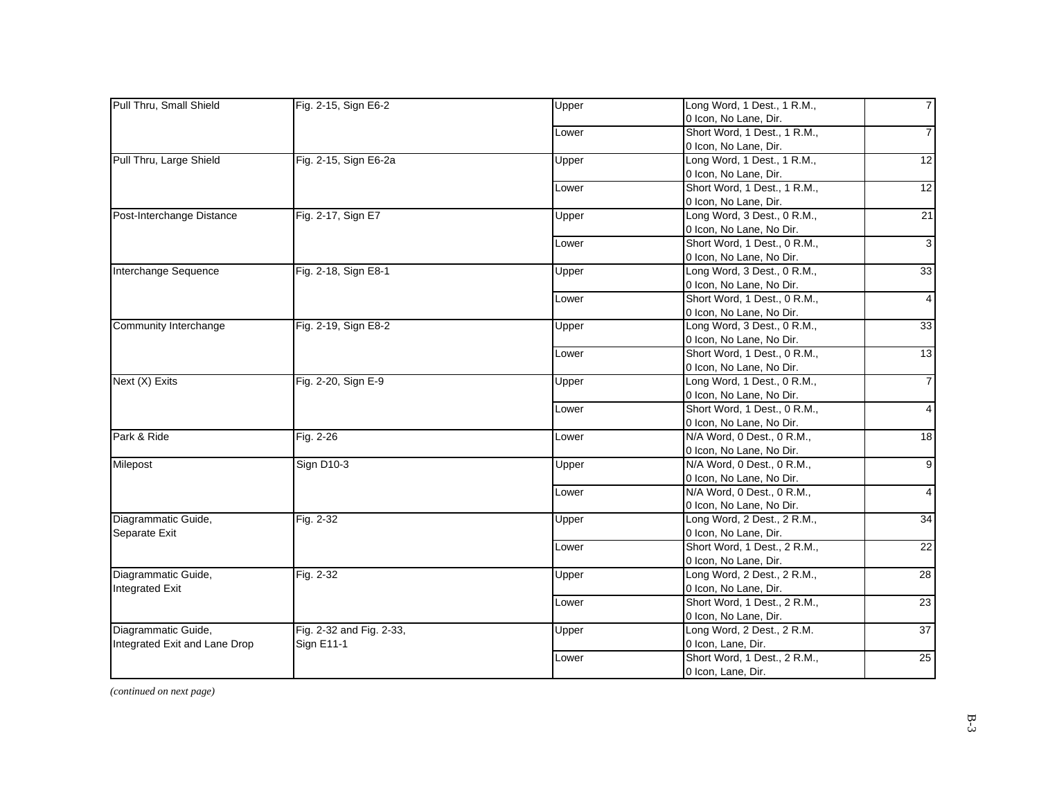| | | | | |
|---|---|---|---|---|
| Pull Thru, Small Shield | Fig. 2-15, Sign E6-2 | Upper | Long Word, 1 Dest., 1 R.M., 0 Icon, No Lane, Dir. | 7 |
| | | Lower | Short Word, 1 Dest., 1 R.M., 0 Icon, No Lane, Dir. | 7 |
| Pull Thru, Large Shield | Fig. 2-15, Sign E6-2a | Upper | Long Word, 1 Dest., 1 R.M., 0 Icon, No Lane, Dir. | 12 |
| | | Lower | Short Word, 1 Dest., 1 R.M., 0 Icon, No Lane, Dir. | 12 |
| Post-Interchange Distance | Fig. 2-17, Sign E7 | Upper | Long Word, 3 Dest., 0 R.M., 0 Icon, No Lane, No Dir. | 21 |
| | | Lower | Short Word, 1 Dest., 0 R.M., 0 Icon, No Lane, No Dir. | 3 |
| Interchange Sequence | Fig. 2-18, Sign E8-1 | Upper | Long Word, 3 Dest., 0 R.M., 0 Icon, No Lane, No Dir. | 33 |
| | | Lower | Short Word, 1 Dest., 0 R.M., 0 Icon, No Lane, No Dir. | 4 |
| Community Interchange | Fig. 2-19, Sign E8-2 | Upper | Long Word, 3 Dest., 0 R.M., 0 Icon, No Lane, No Dir. | 33 |
| | | Lower | Short Word, 1 Dest., 0 R.M., 0 Icon, No Lane, No Dir. | 13 |
| Next (X) Exits | Fig. 2-20, Sign E-9 | Upper | Long Word, 1 Dest., 0 R.M., 0 Icon, No Lane, No Dir. | 7 |
| | | Lower | Short Word, 1 Dest., 0 R.M., 0 Icon, No Lane, No Dir. | 4 |
| Park & Ride | Fig. 2-26 | Lower | N/A Word, 0 Dest., 0 R.M., 0 Icon, No Lane, No Dir. | 18 |
| Milepost | Sign D10-3 | Upper | N/A Word, 0 Dest., 0 R.M., 0 Icon, No Lane, No Dir. | 9 |
| | | Lower | N/A Word, 0 Dest., 0 R.M., 0 Icon, No Lane, No Dir. | 4 |
| Diagrammatic Guide, Separate Exit | Fig. 2-32 | Upper | Long Word, 2 Dest., 2 R.M., 0 Icon, No Lane, Dir. | 34 |
| | | Lower | Short Word, 1 Dest., 2 R.M., 0 Icon, No Lane, Dir. | 22 |
| Diagrammatic Guide, Integrated Exit | Fig. 2-32 | Upper | Long Word, 2 Dest., 2 R.M., 0 Icon, No Lane, Dir. | 28 |
| | | Lower | Short Word, 1 Dest., 2 R.M., 0 Icon, No Lane, Dir. | 23 |
| Diagrammatic Guide, Integrated Exit and Lane Drop | Fig. 2-32 and Fig. 2-33, Sign E11-1 | Upper | Long Word, 2 Dest., 2 R.M. 0 Icon, Lane, Dir. | 37 |
| | | Lower | Short Word, 1 Dest., 2 R.M., 0 Icon, Lane, Dir. | 25 |

*(continued on next page)*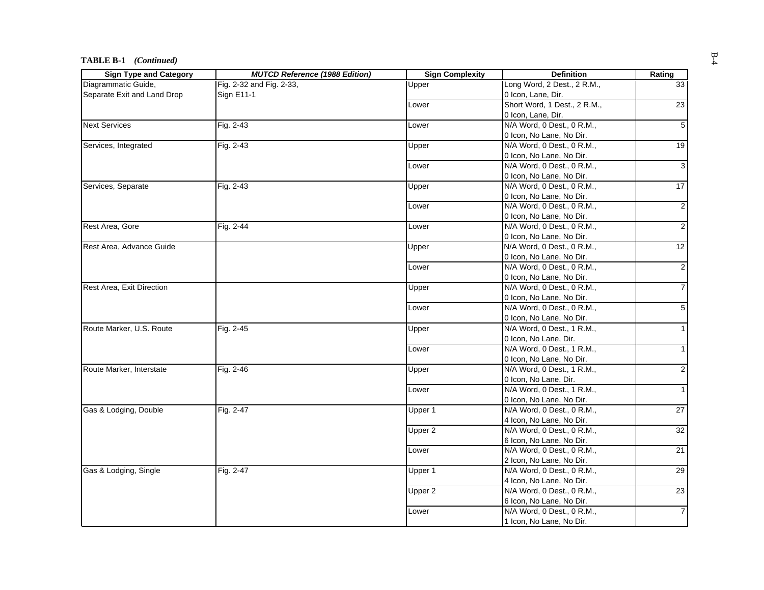**TABLE B-1** *(Continued)*

| Sign Type and Category | *MUTCD Reference (1988 Edition)* | Sign Complexity | Definition | Rating |
|---|---|---|---|---|
| Diagrammatic Guide, Separate Exit and Land Drop | Fig. 2-32 and Fig. 2-33, Sign E11-1 | Upper | Long Word, 2 Dest., 2 R.M., 0 Icon, Lane, Dir. | 33 |
| | | Lower | Short Word, 1 Dest., 2 R.M., 0 Icon, Lane, Dir. | 23 |
| Next Services | Fig. 2-43 | Lower | N/A Word, 0 Dest., 0 R.M., 0 Icon, No Lane, No Dir. | 5 |
| Services, Integrated | Fig. 2-43 | Upper | N/A Word, 0 Dest., 0 R.M., 0 Icon, No Lane, No Dir. | 19 |
| | | Lower | N/A Word, 0 Dest., 0 R.M., 0 Icon, No Lane, No Dir. | 3 |
| Services, Separate | Fig. 2-43 | Upper | N/A Word, 0 Dest., 0 R.M., 0 Icon, No Lane, No Dir. | 17 |
| | | Lower | N/A Word, 0 Dest., 0 R.M., 0 Icon, No Lane, No Dir. | 2 |
| Rest Area, Gore | Fig. 2-44 | Lower | N/A Word, 0 Dest., 0 R.M., 0 Icon, No Lane, No Dir. | 2 |
| Rest Area, Advance Guide | | Upper | N/A Word, 0 Dest., 0 R.M., 0 Icon, No Lane, No Dir. | 12 |
| | | Lower | N/A Word, 0 Dest., 0 R.M., 0 Icon, No Lane, No Dir. | 2 |
| Rest Area, Exit Direction | | Upper | N/A Word, 0 Dest., 0 R.M., 0 Icon, No Lane, No Dir. | 7 |
| | | Lower | N/A Word, 0 Dest., 0 R.M., 0 Icon, No Lane, No Dir. | 5 |
| Route Marker, U.S. Route | Fig. 2-45 | Upper | N/A Word, 0 Dest., 1 R.M., 0 Icon, No Lane, Dir. | 1 |
| | | Lower | N/A Word, 0 Dest., 1 R.M., 0 Icon, No Lane, No Dir. | 1 |
| Route Marker, Interstate | Fig. 2-46 | Upper | N/A Word, 0 Dest., 1 R.M., 0 Icon, No Lane, Dir. | 2 |
| | | Lower | N/A Word, 0 Dest., 1 R.M., 0 Icon, No Lane, No Dir. | 1 |
| Gas & Lodging, Double | Fig. 2-47 | Upper 1 | N/A Word, 0 Dest., 0 R.M., 4 Icon, No Lane, No Dir. | 27 |
| | | Upper 2 | N/A Word, 0 Dest., 0 R.M., 6 Icon, No Lane, No Dir. | 32 |
| | | Lower | N/A Word, 0 Dest., 0 R.M., 2 Icon, No Lane, No Dir. | 21 |
| Gas & Lodging, Single | Fig. 2-47 | Upper 1 | N/A Word, 0 Dest., 0 R.M., 4 Icon, No Lane, No Dir. | 29 |
| | | Upper 2 | N/A Word, 0 Dest., 0 R.M., 6 Icon, No Lane, No Dir. | 23 |
| | | Lower | N/A Word, 0 Dest., 0 R.M., 1 Icon, No Lane, No Dir. | 7 |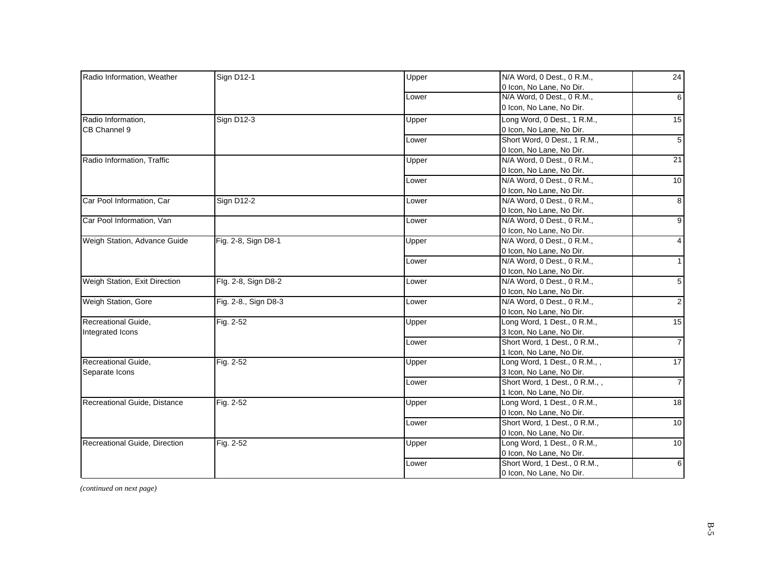| | | | | |
|---|---|---|---|---|
| Radio Information, Weather | Sign D12-1 | Upper | N/A Word, 0 Dest., 0 R.M., 0 Icon, No Lane, No Dir. | 24 |
| | | Lower | N/A Word, 0 Dest., 0 R.M., 0 Icon, No Lane, No Dir. | 6 |
| Radio Information, CB Channel 9 | Sign D12-3 | Upper | Long Word, 0 Dest., 1 R.M., 0 Icon, No Lane, No Dir. | 15 |
| | | Lower | Short Word, 0 Dest., 1 R.M., 0 Icon, No Lane, No Dir. | 5 |
| Radio Information, Traffic | | Upper | N/A Word, 0 Dest., 0 R.M., 0 Icon, No Lane, No Dir. | 21 |
| | | Lower | N/A Word, 0 Dest., 0 R.M., 0 Icon, No Lane, No Dir. | 10 |
| Car Pool Information, Car | Sign D12-2 | Lower | N/A Word, 0 Dest., 0 R.M., 0 Icon, No Lane, No Dir. | 8 |
| Car Pool Information, Van | | Lower | N/A Word, 0 Dest., 0 R.M., 0 Icon, No Lane, No Dir. | 9 |
| Weigh Station, Advance Guide | Fig. 2-8, Sign D8-1 | Upper | N/A Word, 0 Dest., 0 R.M., 0 Icon, No Lane, No Dir. | 4 |
| | | Lower | N/A Word, 0 Dest., 0 R.M., 0 Icon, No Lane, No Dir. | 1 |
| Weigh Station, Exit Direction | FIg. 2-8, Sign D8-2 | Lower | N/A Word, 0 Dest., 0 R.M., 0 Icon, No Lane, No Dir. | 5 |
| Weigh Station, Gore | Fig. 2-8., Sign D8-3 | Lower | N/A Word, 0 Dest., 0 R.M., 0 Icon, No Lane, No Dir. | 2 |
| Recreational Guide, Integrated Icons | Fig. 2-52 | Upper | Long Word, 1 Dest., 0 R.M., 3 Icon, No Lane, No Dir. | 15 |
| | | Lower | Short Word, 1 Dest., 0 R.M., 1 Icon, No Lane, No Dir. | 7 |
| Recreational Guide, Separate Icons | Fig. 2-52 | Upper | Long Word, 1 Dest., 0 R.M., , 3 Icon, No Lane, No Dir. | 17 |
| | | Lower | Short Word, 1 Dest., 0 R.M., , 1 Icon, No Lane, No Dir. | 7 |
| Recreational Guide, Distance | Fig. 2-52 | Upper | Long Word, 1 Dest., 0 R.M., 0 Icon, No Lane, No Dir. | 18 |
| | | Lower | Short Word, 1 Dest., 0 R.M., 0 Icon, No Lane, No Dir. | 10 |
| Recreational Guide, Direction | Fig. 2-52 | Upper | Long Word, 1 Dest., 0 R.M., 0 Icon, No Lane, No Dir. | 10 |
| | | Lower | Short Word, 1 Dest., 0 R.M., 0 Icon, No Lane, No Dir. | 6 |

*(continued on next page)*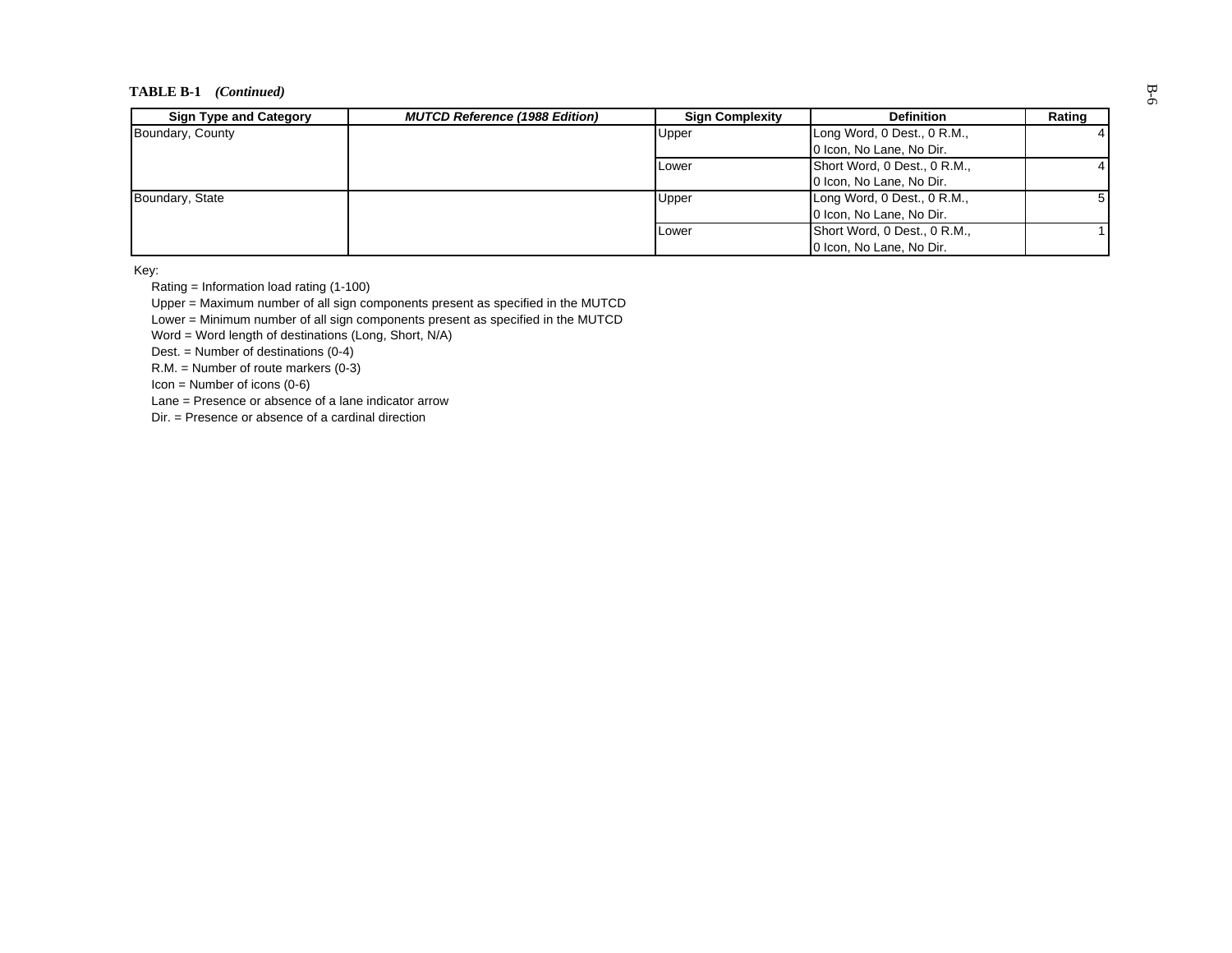**TABLE B-1** ***(Continued)***

| Sign Type and Category | *MUTCD Reference (1988 Edition)* | Sign Complexity | Definition | Rating |
|---|---|---|---|---|
| Boundary, County | | Upper | Long Word, 0 Dest., 0 R.M., 0 Icon, No Lane, No Dir. | 4 |
| | | Lower | Short Word, 0 Dest., 0 R.M., 0 Icon, No Lane, No Dir. | 4 |
| Boundary, State | | Upper | Long Word, 0 Dest., 0 R.M., 0 Icon, No Lane, No Dir. | 5 |
| | | Lower | Short Word, 0 Dest., 0 R.M., 0 Icon, No Lane, No Dir. | 1 |

Key:

Rating = Information load rating (1-100)
Upper = Maximum number of all sign components present as specified in the MUTCD
Lower = Minimum number of all sign components present as specified in the MUTCD
Word = Word length of destinations (Long, Short, N/A)
Dest. = Number of destinations (0-4)
R.M. = Number of route markers (0-3)
Icon = Number of icons (0-6)
Lane = Presence or absence of a lane indicator arrow
Dir. = Presence or absence of a cardinal direction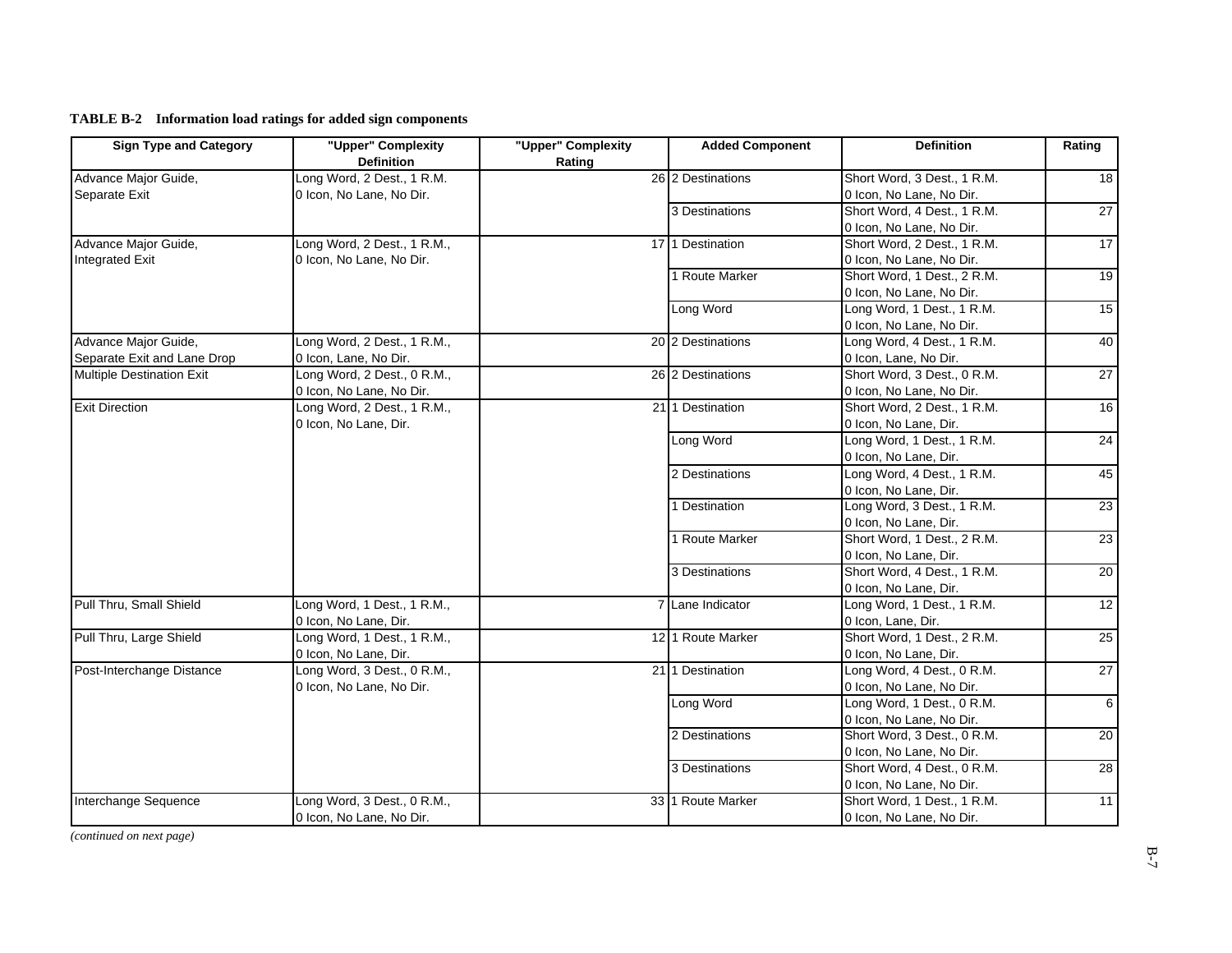**TABLE B-2 Information load ratings for added sign components**

| Sign Type and Category | "Upper" Complexity Definition | "Upper" Complexity Rating | Added Component | Definition | Rating |
|---|---|---|---|---|---|
| Advance Major Guide, Separate Exit | Long Word, 2 Dest., 1 R.M. 0 Icon, No Lane, No Dir. | 26 | 2 Destinations | Short Word, 3 Dest., 1 R.M. 0 Icon, No Lane, No Dir. | 18 |
| | | | 3 Destinations | Short Word, 4 Dest., 1 R.M. 0 Icon, No Lane, No Dir. | 27 |
| Advance Major Guide, Integrated Exit | Long Word, 2 Dest., 1 R.M., 0 Icon, No Lane, No Dir. | 17 | 1 Destination | Short Word, 2 Dest., 1 R.M. 0 Icon, No Lane, No Dir. | 17 |
| | | | 1 Route Marker | Short Word, 1 Dest., 2 R.M. 0 Icon, No Lane, No Dir. | 19 |
| | | | Long Word | Long Word, 1 Dest., 1 R.M. 0 Icon, No Lane, No Dir. | 15 |
| Advance Major Guide, Separate Exit and Lane Drop | Long Word, 2 Dest., 1 R.M., 0 Icon, Lane, No Dir. | 20 | 2 Destinations | Long Word, 4 Dest., 1 R.M. 0 Icon, Lane, No Dir. | 40 |
| Multiple Destination Exit | Long Word, 2 Dest., 0 R.M., 0 Icon, No Lane, No Dir. | 26 | 2 Destinations | Short Word, 3 Dest., 0 R.M. 0 Icon, No Lane, No Dir. | 27 |
| Exit Direction | Long Word, 2 Dest., 1 R.M., 0 Icon, No Lane, Dir. | 21 | 1 Destination | Short Word, 2 Dest., 1 R.M. 0 Icon, No Lane, Dir. | 16 |
| | | | Long Word | Long Word, 1 Dest., 1 R.M. 0 Icon, No Lane, Dir. | 24 |
| | | | 2 Destinations | Long Word, 4 Dest., 1 R.M. 0 Icon, No Lane, Dir. | 45 |
| | | | 1 Destination | Long Word, 3 Dest., 1 R.M. 0 Icon, No Lane, Dir. | 23 |
| | | | 1 Route Marker | Short Word, 1 Dest., 2 R.M. 0 Icon, No Lane, Dir. | 23 |
| | | | 3 Destinations | Short Word, 4 Dest., 1 R.M. 0 Icon, No Lane, Dir. | 20 |
| Pull Thru, Small Shield | Long Word, 1 Dest., 1 R.M., 0 Icon, No Lane, Dir. | 7 | Lane Indicator | Long Word, 1 Dest., 1 R.M. 0 Icon, Lane, Dir. | 12 |
| Pull Thru, Large Shield | Long Word, 1 Dest., 1 R.M., 0 Icon, No Lane, Dir. | 12 | 1 Route Marker | Short Word, 1 Dest., 2 R.M. 0 Icon, No Lane, Dir. | 25 |
| Post-Interchange Distance | Long Word, 3 Dest., 0 R.M., 0 Icon, No Lane, No Dir. | 21 | 1 Destination | Long Word, 4 Dest., 0 R.M. 0 Icon, No Lane, No Dir. | 27 |
| | | | Long Word | Long Word, 1 Dest., 0 R.M. 0 Icon, No Lane, No Dir. | 6 |
| | | | 2 Destinations | Short Word, 3 Dest., 0 R.M. 0 Icon, No Lane, No Dir. | 20 |
| | | | 3 Destinations | Short Word, 4 Dest., 0 R.M. 0 Icon, No Lane, No Dir. | 28 |
| Interchange Sequence | Long Word, 3 Dest., 0 R.M., 0 Icon, No Lane, No Dir. | 33 | 1 Route Marker | Short Word, 1 Dest., 1 R.M. 0 Icon, No Lane, No Dir. | 11 |

*(continued on next page)*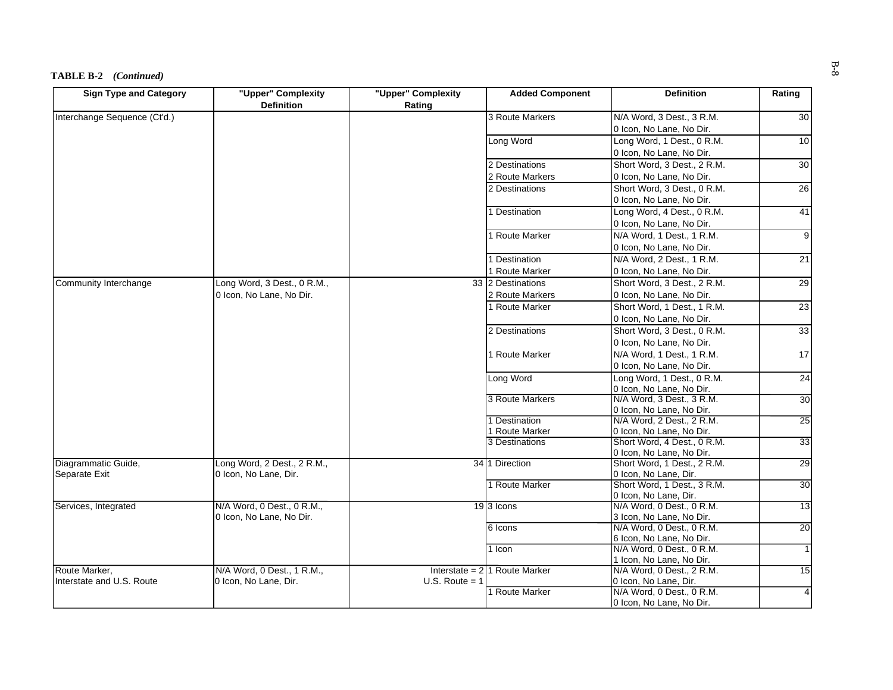**TABLE B-2** *(Continued)*

| Sign Type and Category | "Upper" Complexity Definition | "Upper" Complexity Rating | Added Component | Definition | Rating |
|---|---|---|---|---|---|
| Interchange Sequence (Ct'd.) | | | 3 Route Markers | N/A Word, 3 Dest., 3 R.M. 0 Icon, No Lane, No Dir. | 30 |
| | | | Long Word | Long Word, 1 Dest., 0 R.M. 0 Icon, No Lane, No Dir. | 10 |
| | | | 2 Destinations 2 Route Markers | Short Word, 3 Dest., 2 R.M. 0 Icon, No Lane, No Dir. | 30 |
| | | | 2 Destinations | Short Word, 3 Dest., 0 R.M. 0 Icon, No Lane, No Dir. | 26 |
| | | | 1 Destination | Long Word, 4 Dest., 0 R.M. 0 Icon, No Lane, No Dir. | 41 |
| | | | 1 Route Marker | N/A Word, 1 Dest., 1 R.M. 0 Icon, No Lane, No Dir. | 9 |
| | | | 1 Destination 1 Route Marker | N/A Word, 2 Dest., 1 R.M. 0 Icon, No Lane, No Dir. | 21 |
| Community Interchange | Long Word, 3 Dest., 0 R.M., 0 Icon, No Lane, No Dir. | 33 | 2 Destinations 2 Route Markers | Short Word, 3 Dest., 2 R.M. 0 Icon, No Lane, No Dir. | 29 |
| | | | 1 Route Marker | Short Word, 1 Dest., 1 R.M. 0 Icon, No Lane, No Dir. | 23 |
| | | | 2 Destinations | Short Word, 3 Dest., 0 R.M. 0 Icon, No Lane, No Dir. | 33 |
| | | | 1 Route Marker | N/A Word, 1 Dest., 1 R.M. 0 Icon, No Lane, No Dir. | 17 |
| | | | Long Word | Long Word, 1 Dest., 0 R.M. 0 Icon, No Lane, No Dir. | 24 |
| | | | 3 Route Markers | N/A Word, 3 Dest., 3 R.M. 0 Icon, No Lane, No Dir. | 30 |
| | | | 1 Destination 1 Route Marker | N/A Word, 2 Dest., 2 R.M. 0 Icon, No Lane, No Dir. | 25 |
| | | | 3 Destinations | Short Word, 4 Dest., 0 R.M. 0 Icon, No Lane, No Dir. | 33 |
| Diagrammatic Guide, Separate Exit | Long Word, 2 Dest., 2 R.M., 0 Icon, No Lane, Dir. | 34 | 1 Direction | Short Word, 1 Dest., 2 R.M. 0 Icon, No Lane, Dir. | 29 |
| | | | 1 Route Marker | Short Word, 1 Dest., 3 R.M. 0 Icon, No Lane, Dir. | 30 |
| Services, Integrated | N/A Word, 0 Dest., 0 R.M., 0 Icon, No Lane, No Dir. | 19 | 3 Icons | N/A Word, 0 Dest., 0 R.M. 3 Icon, No Lane, No Dir. | 13 |
| | | | 6 Icons | N/A Word, 0 Dest., 0 R.M. 6 Icon, No Lane, No Dir. | 20 |
| | | | 1 Icon | N/A Word, 0 Dest., 0 R.M. 1 Icon, No Lane, No Dir. | 1 |
| Route Marker, Interstate and U.S. Route | N/A Word, 0 Dest., 1 R.M., 0 Icon, No Lane, Dir. | Interstate = 2 U.S. Route = 1 | 1 Route Marker | N/A Word, 0 Dest., 2 R.M. 0 Icon, No Lane, Dir. | 15 |
| | | | 1 Route Marker | N/A Word, 0 Dest., 0 R.M. 0 Icon, No Lane, No Dir. | 4 |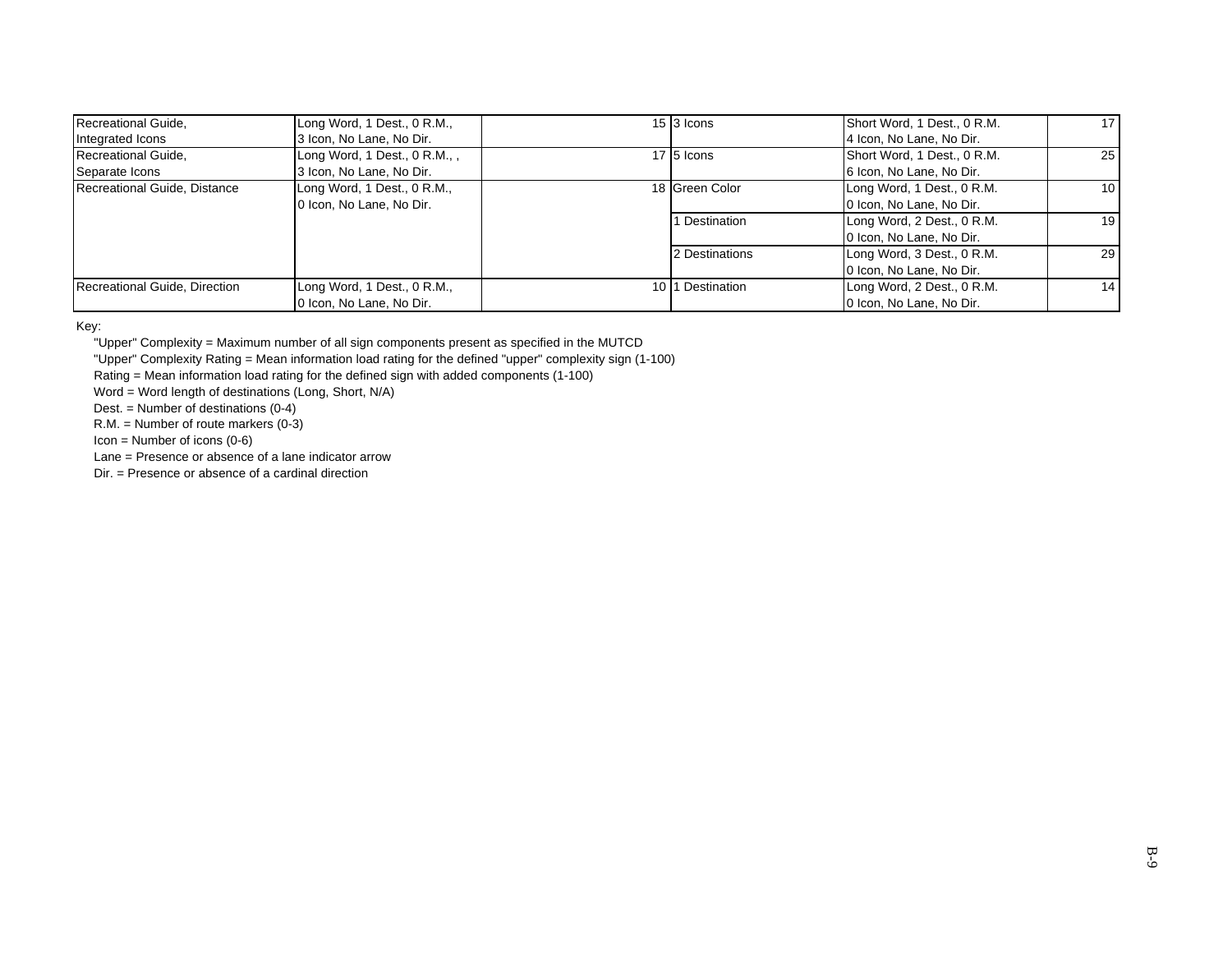| | | | | | |
|---|---|---|---|---|---|
| Recreational Guide, Integrated Icons | Long Word, 1 Dest., 0 R.M., 3 Icon, No Lane, No Dir. | 15 | 3 Icons | Short Word, 1 Dest., 0 R.M. 4 Icon, No Lane, No Dir. | 17 |
| Recreational Guide, Separate Icons | Long Word, 1 Dest., 0 R.M., , 3 Icon, No Lane, No Dir. | 17 | 5 Icons | Short Word, 1 Dest., 0 R.M. 6 Icon, No Lane, No Dir. | 25 |
| Recreational Guide, Distance | Long Word, 1 Dest., 0 R.M., 0 Icon, No Lane, No Dir. | 18 | Green Color | Long Word, 1 Dest., 0 R.M. 0 Icon, No Lane, No Dir. | 10 |
| | | | 1 Destination | Long Word, 2 Dest., 0 R.M. 0 Icon, No Lane, No Dir. | 19 |
| | | | 2 Destinations | Long Word, 3 Dest., 0 R.M. 0 Icon, No Lane, No Dir. | 29 |
| Recreational Guide, Direction | Long Word, 1 Dest., 0 R.M., 0 Icon, No Lane, No Dir. | 10 | 1 Destination | Long Word, 2 Dest., 0 R.M. 0 Icon, No Lane, No Dir. | 14 |

Key:

"Upper" Complexity = Maximum number of all sign components present as specified in the MUTCD

"Upper" Complexity Rating = Mean information load rating for the defined "upper" complexity sign (1-100)

Rating = Mean information load rating for the defined sign with added components (1-100)

Word = Word length of destinations (Long, Short, N/A)

Dest. = Number of destinations (0-4)

R.M. = Number of route markers (0-3)

Icon = Number of icons (0-6)

Lane = Presence or absence of a lane indicator arrow

Dir. = Presence or absence of a cardinal direction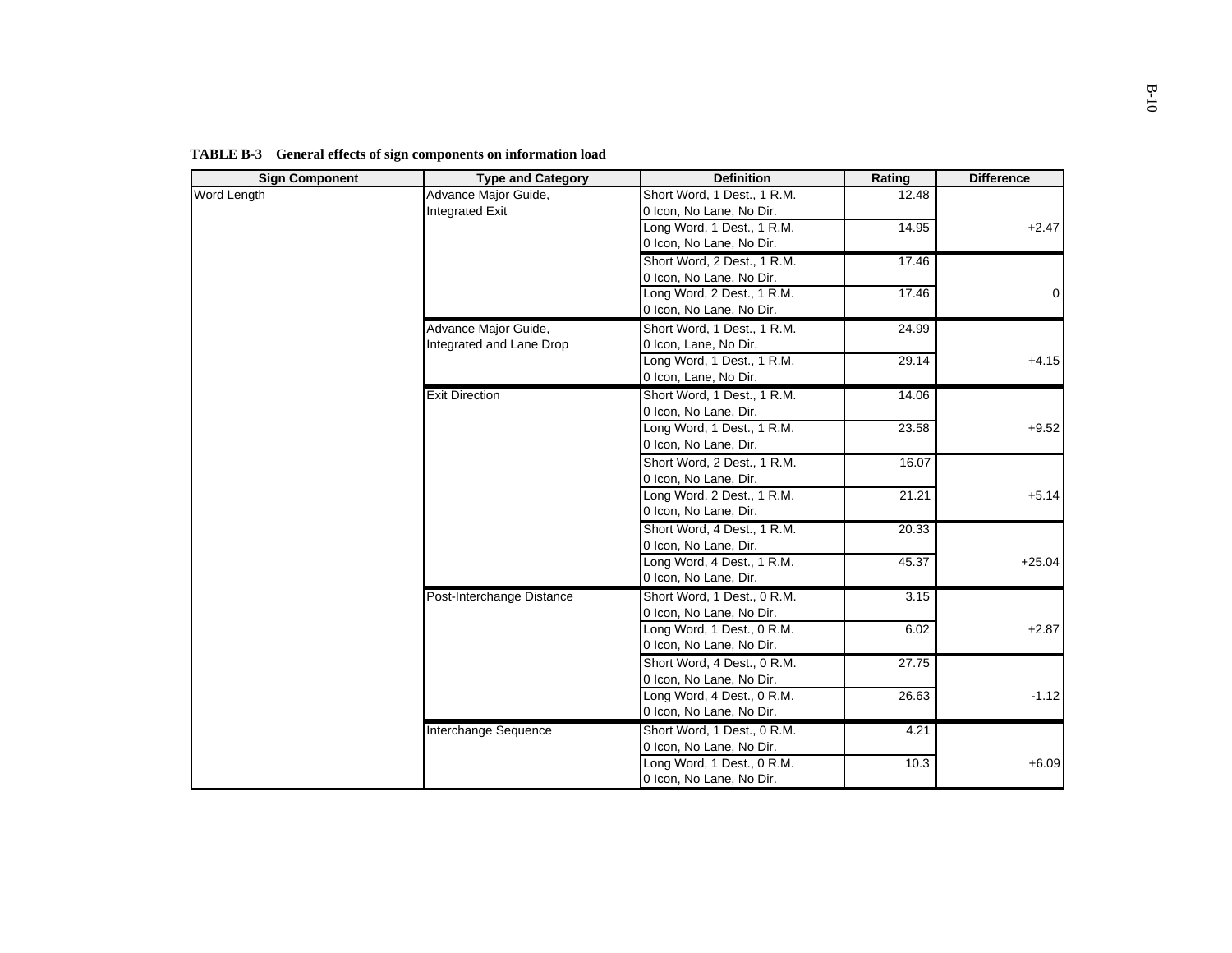**TABLE B-3 General effects of sign components on information load**

| Sign Component | Type and Category | Definition | Rating | Difference |
|---|---|---|---|---|
| Word Length | Advance Major Guide, Integrated Exit | Short Word, 1 Dest., 1 R.M. 0 Icon, No Lane, No Dir. | 12.48 | |
| | | Long Word, 1 Dest., 1 R.M. 0 Icon, No Lane, No Dir. | 14.95 | +2.47 |
| | | Short Word, 2 Dest., 1 R.M. 0 Icon, No Lane, No Dir. | 17.46 | |
| | | Long Word, 2 Dest., 1 R.M. 0 Icon, No Lane, No Dir. | 17.46 | 0 |
| | Advance Major Guide, Integrated and Lane Drop | Short Word, 1 Dest., 1 R.M. 0 Icon, Lane, No Dir. | 24.99 | |
| | | Long Word, 1 Dest., 1 R.M. 0 Icon, Lane, No Dir. | 29.14 | +4.15 |
| | Exit Direction | Short Word, 1 Dest., 1 R.M. 0 Icon, No Lane, Dir. | 14.06 | |
| | | Long Word, 1 Dest., 1 R.M. 0 Icon, No Lane, Dir. | 23.58 | +9.52 |
| | | Short Word, 2 Dest., 1 R.M. 0 Icon, No Lane, Dir. | 16.07 | |
| | | Long Word, 2 Dest., 1 R.M. 0 Icon, No Lane, Dir. | 21.21 | +5.14 |
| | | Short Word, 4 Dest., 1 R.M. 0 Icon, No Lane, Dir. | 20.33 | |
| | | Long Word, 4 Dest., 1 R.M. 0 Icon, No Lane, Dir. | 45.37 | +25.04 |
| | Post-Interchange Distance | Short Word, 1 Dest., 0 R.M. 0 Icon, No Lane, No Dir. | 3.15 | |
| | | Long Word, 1 Dest., 0 R.M. 0 Icon, No Lane, No Dir. | 6.02 | +2.87 |
| | | Short Word, 4 Dest., 0 R.M. 0 Icon, No Lane, No Dir. | 27.75 | |
| | | Long Word, 4 Dest., 0 R.M. 0 Icon, No Lane, No Dir. | 26.63 | -1.12 |
| | Interchange Sequence | Short Word, 1 Dest., 0 R.M. 0 Icon, No Lane, No Dir. | 4.21 | |
| | | Long Word, 1 Dest., 0 R.M. 0 Icon, No Lane, No Dir. | 10.3 | +6.09 |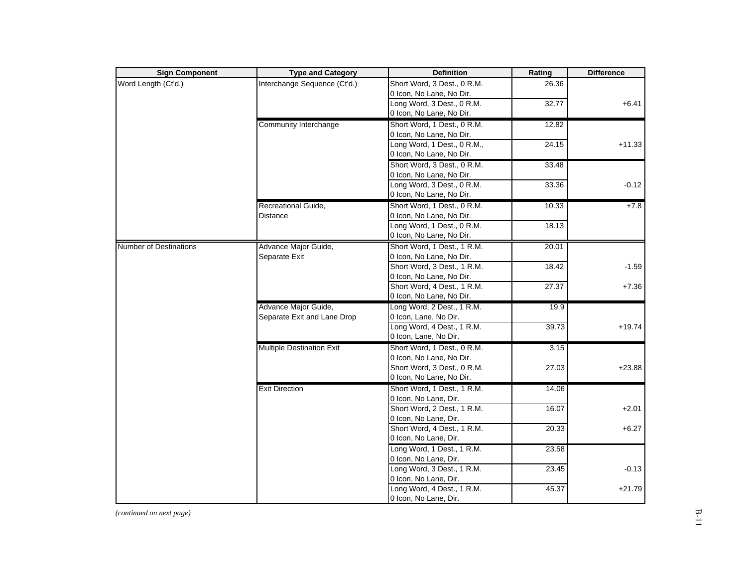| Sign Component | Type and Category | Definition | Rating | Difference |
|---|---|---|---|---|
| Word Length (Ct'd.) | Interchange Sequence (Ct'd.) | Short Word, 3 Dest., 0 R.M. 0 Icon, No Lane, No Dir. | 26.36 | |
| | | Long Word, 3 Dest., 0 R.M. 0 Icon, No Lane, No Dir. | 32.77 | +6.41 |
| | Community Interchange | Short Word, 1 Dest., 0 R.M. 0 Icon, No Lane, No Dir. | 12.82 | |
| | | Long Word, 1 Dest., 0 R.M., 0 Icon, No Lane, No Dir. | 24.15 | +11.33 |
| | | Short Word, 3 Dest., 0 R.M. 0 Icon, No Lane, No Dir. | 33.48 | |
| | | Long Word, 3 Dest., 0 R.M. 0 Icon, No Lane, No Dir. | 33.36 | -0.12 |
| | Recreational Guide, Distance | Short Word, 1 Dest., 0 R.M. 0 Icon, No Lane, No Dir. | 10.33 | +7.8 |
| | | Long Word, 1 Dest., 0 R.M. 0 Icon, No Lane, No Dir. | 18.13 | |
| Number of Destinations | Advance Major Guide, Separate Exit | Short Word, 1 Dest., 1 R.M. 0 Icon, No Lane, No Dir. | 20.01 | |
| | | Short Word, 3 Dest., 1 R.M. 0 Icon, No Lane, No Dir. | 18.42 | -1.59 |
| | | Short Word, 4 Dest., 1 R.M. 0 Icon, No Lane, No Dir. | 27.37 | +7.36 |
| | Advance Major Guide, Separate Exit and Lane Drop | Long Word, 2 Dest., 1 R.M. 0 Icon, Lane, No Dir. | 19.9 | |
| | | Long Word, 4 Dest., 1 R.M. 0 Icon, Lane, No Dir. | 39.73 | +19.74 |
| | Multiple Destination Exit | Short Word, 1 Dest., 0 R.M. 0 Icon, No Lane, No Dir. | 3.15 | |
| | | Short Word, 3 Dest., 0 R.M. 0 Icon, No Lane, No Dir. | 27.03 | +23.88 |
| | Exit Direction | Short Word, 1 Dest., 1 R.M. 0 Icon, No Lane, Dir. | 14.06 | |
| | | Short Word, 2 Dest., 1 R.M. 0 Icon, No Lane, Dir. | 16.07 | +2.01 |
| | | Short Word, 4 Dest., 1 R.M. 0 Icon, No Lane, Dir. | 20.33 | +6.27 |
| | | Long Word, 1 Dest., 1 R.M. 0 Icon, No Lane, Dir. | 23.58 | |
| | | Long Word, 3 Dest., 1 R.M. 0 Icon, No Lane, Dir. | 23.45 | -0.13 |
| | | Long Word, 4 Dest., 1 R.M. 0 Icon, No Lane, Dir. | 45.37 | +21.79 |

*(continued on next page)*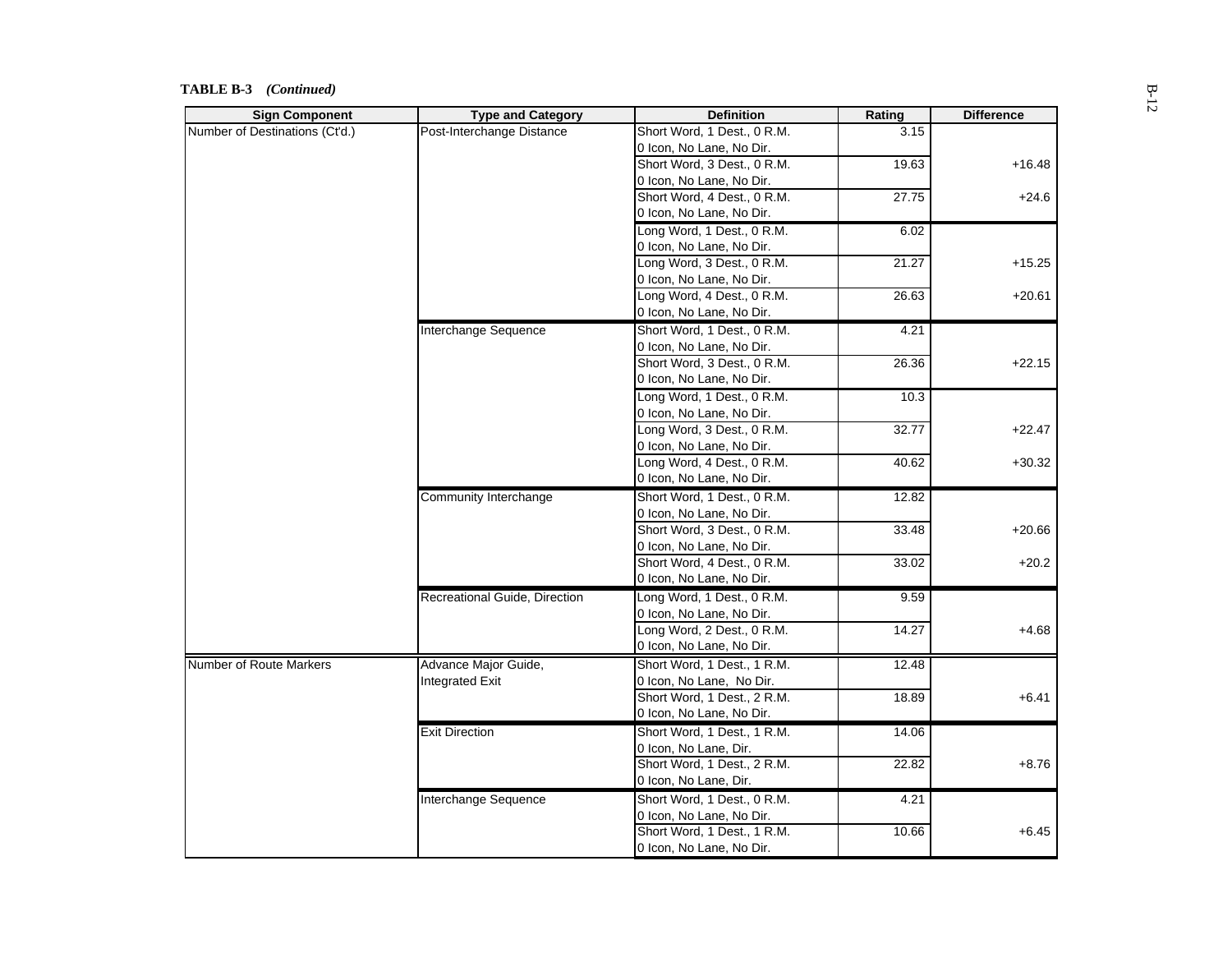**TABLE B-3** ***(Continued)***

| Sign Component | Type and Category | Definition | Rating | Difference |
|---|---|---|---|---|
| Number of Destinations (Ct'd.) | Post-Interchange Distance | Short Word, 1 Dest., 0 R.M. 0 Icon, No Lane, No Dir. | 3.15 | |
| | | Short Word, 3 Dest., 0 R.M. 0 Icon, No Lane, No Dir. | 19.63 | +16.48 |
| | | Short Word, 4 Dest., 0 R.M. 0 Icon, No Lane, No Dir. | 27.75 | +24.6 |
| | | Long Word, 1 Dest., 0 R.M. 0 Icon, No Lane, No Dir. | 6.02 | |
| | | Long Word, 3 Dest., 0 R.M. 0 Icon, No Lane, No Dir. | 21.27 | +15.25 |
| | | Long Word, 4 Dest., 0 R.M. 0 Icon, No Lane, No Dir. | 26.63 | +20.61 |
| | Interchange Sequence | Short Word, 1 Dest., 0 R.M. 0 Icon, No Lane, No Dir. | 4.21 | |
| | | Short Word, 3 Dest., 0 R.M. 0 Icon, No Lane, No Dir. | 26.36 | +22.15 |
| | | Long Word, 1 Dest., 0 R.M. 0 Icon, No Lane, No Dir. | 10.3 | |
| | | Long Word, 3 Dest., 0 R.M. 0 Icon, No Lane, No Dir. | 32.77 | +22.47 |
| | | Long Word, 4 Dest., 0 R.M. 0 Icon, No Lane, No Dir. | 40.62 | +30.32 |
| | Community Interchange | Short Word, 1 Dest., 0 R.M. 0 Icon, No Lane, No Dir. | 12.82 | |
| | | Short Word, 3 Dest., 0 R.M. 0 Icon, No Lane, No Dir. | 33.48 | +20.66 |
| | | Short Word, 4 Dest., 0 R.M. 0 Icon, No Lane, No Dir. | 33.02 | +20.2 |
| | Recreational Guide, Direction | Long Word, 1 Dest., 0 R.M. 0 Icon, No Lane, No Dir. | 9.59 | |
| | | Long Word, 2 Dest., 0 R.M. 0 Icon, No Lane, No Dir. | 14.27 | +4.68 |
| Number of Route Markers | Advance Major Guide, Integrated Exit | Short Word, 1 Dest., 1 R.M. 0 Icon, No Lane, No Dir. | 12.48 | |
| | | Short Word, 1 Dest., 2 R.M. 0 Icon, No Lane, No Dir. | 18.89 | +6.41 |
| | Exit Direction | Short Word, 1 Dest., 1 R.M. 0 Icon, No Lane, Dir. | 14.06 | |
| | | Short Word, 1 Dest., 2 R.M. 0 Icon, No Lane, Dir. | 22.82 | +8.76 |
| | Interchange Sequence | Short Word, 1 Dest., 0 R.M. 0 Icon, No Lane, No Dir. | 4.21 | |
| | | Short Word, 1 Dest., 1 R.M. 0 Icon, No Lane, No Dir. | 10.66 | +6.45 |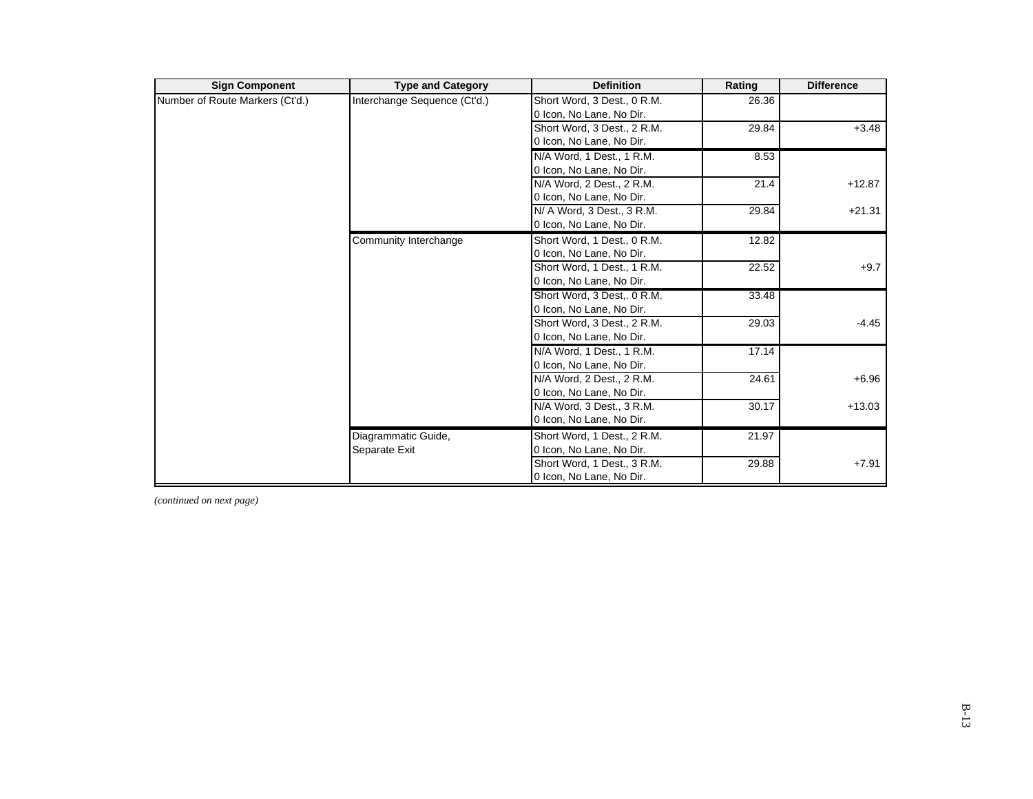| Sign Component | Type and Category | Definition | Rating | Difference |
|---|---|---|---|---|
| Number of Route Markers (Ct'd.) | Interchange Sequence (Ct'd.) | Short Word, 3 Dest., 0 R.M.<br>0 Icon, No Lane, No Dir. | 26.36 | |
| | | Short Word, 3 Dest., 2 R.M.<br>0 Icon, No Lane, No Dir. | 29.84 | +3.48 |
| | | N/A Word, 1 Dest., 1 R.M.<br>0 Icon, No Lane, No Dir. | 8.53 | |
| | | N/A Word, 2 Dest., 2 R.M.<br>0 Icon, No Lane, No Dir. | 21.4 | +12.87 |
| | | N/ A Word, 3 Dest., 3 R.M.<br>0 Icon, No Lane, No Dir. | 29.84 | +21.31 |
| | Community Interchange | Short Word, 1 Dest., 0 R.M.<br>0 Icon, No Lane, No Dir. | 12.82 | |
| | | Short Word, 1 Dest., 1 R.M.<br>0 Icon, No Lane, No Dir. | 22.52 | +9.7 |
| | | Short Word, 3 Dest,. 0 R.M.<br>0 Icon, No Lane, No Dir. | 33.48 | |
| | | Short Word, 3 Dest., 2 R.M.<br>0 Icon, No Lane, No Dir. | 29.03 | -4.45 |
| | | N/A Word, 1 Dest., 1 R.M.<br>0 Icon, No Lane, No Dir. | 17.14 | |
| | | N/A Word, 2 Dest., 2 R.M.<br>0 Icon, No Lane, No Dir. | 24.61 | +6.96 |
| | | N/A Word, 3 Dest., 3 R.M.<br>0 Icon, No Lane, No Dir. | 30.17 | +13.03 |
| | Diagrammatic Guide, Separate Exit | Short Word, 1 Dest., 2 R.M.<br>0 Icon, No Lane, No Dir. | 21.97 | |
| | | Short Word, 1 Dest., 3 R.M.<br>0 Icon, No Lane, No Dir. | 29.88 | +7.91 |

*(continued on next page)*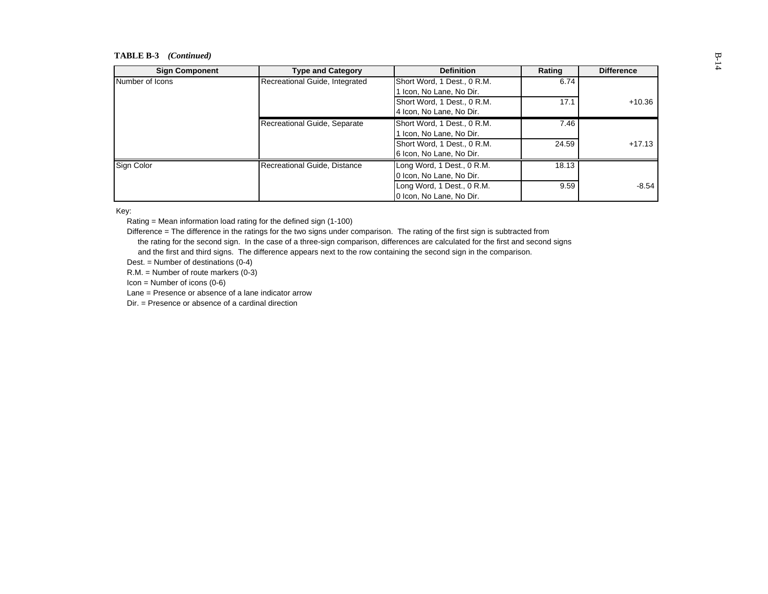**TABLE B-3** ***(Continued)***

| Sign Component | Type and Category | Definition | Rating | Difference |
|---|---|---|---|---|
| Number of Icons | Recreational Guide, Integrated | Short Word, 1 Dest., 0 R.M. 1 Icon, No Lane, No Dir. | 6.74 | |
| | | Short Word, 1 Dest., 0 R.M. 4 Icon, No Lane, No Dir. | 17.1 | +10.36 |
| | Recreational Guide, Separate | Short Word, 1 Dest., 0 R.M. 1 Icon, No Lane, No Dir. | 7.46 | |
| | | Short Word, 1 Dest., 0 R.M. 6 Icon, No Lane, No Dir. | 24.59 | +17.13 |
| Sign Color | Recreational Guide, Distance | Long Word, 1 Dest., 0 R.M. 0 Icon, No Lane, No Dir. | 18.13 | |
| | | Long Word, 1 Dest., 0 R.M. 0 Icon, No Lane, No Dir. | 9.59 | -8.54 |

Key:

Rating = Mean information load rating for the defined sign (1-100)

Difference = The difference in the ratings for the two signs under comparison. The rating of the first sign is subtracted from the rating for the second sign. In the case of a three-sign comparison, differences are calculated for the first and second signs and the first and third signs. The difference appears next to the row containing the second sign in the comparison.

Dest. = Number of destinations (0-4)

R.M. = Number of route markers (0-3)

Icon = Number of icons (0-6)

Lane = Presence or absence of a lane indicator arrow

Dir. = Presence or absence of a cardinal direction